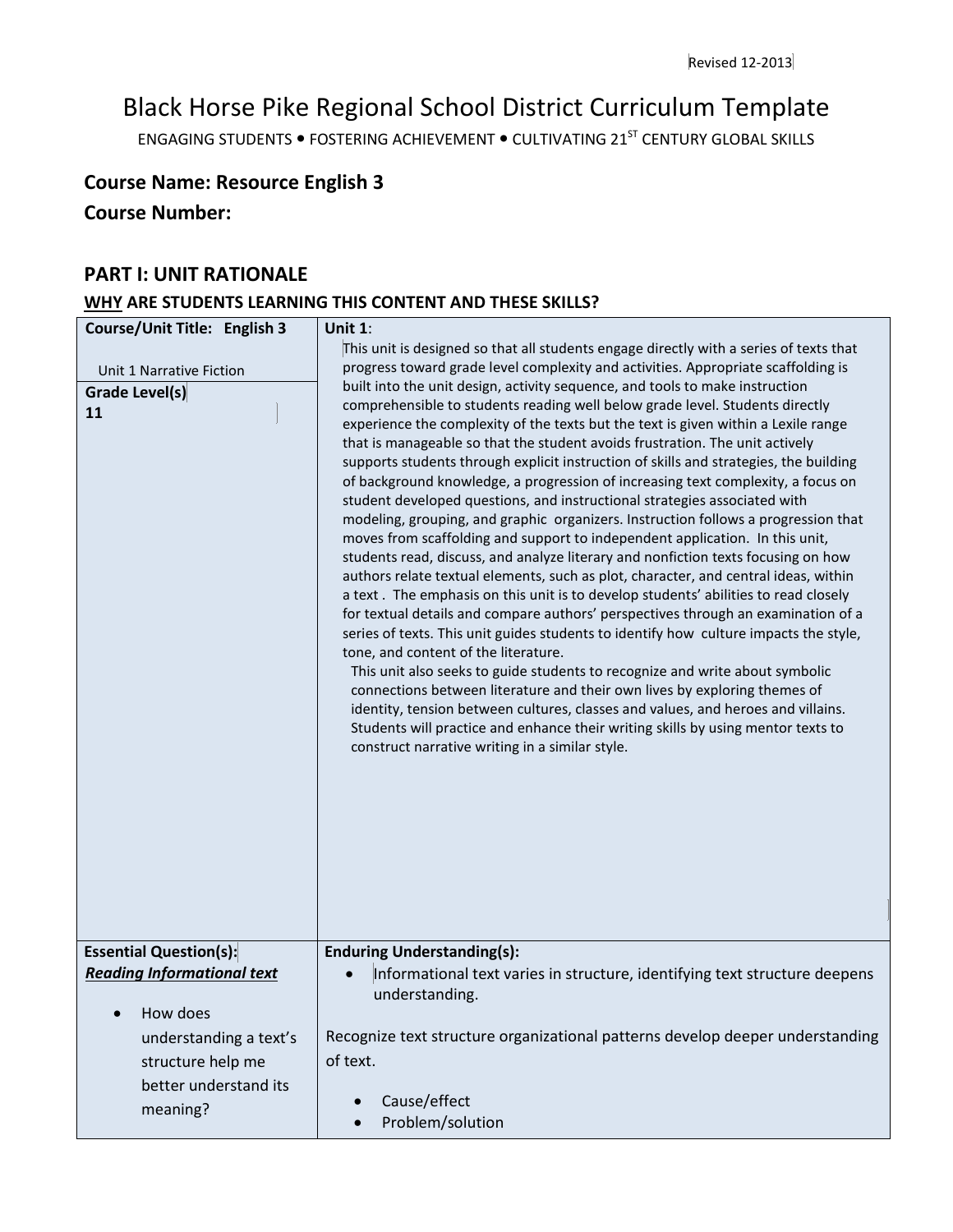Revised 12-2013

# Black Horse Pike Regional School District Curriculum Template

ENGAGING STUDENTS • FOSTERING ACHIEVEMENT • CULTIVATING 21ST CENTURY GLOBAL SKILLS

## Course Name: Resource English 3

## Course Number:

## PART I: UNIT RATIONALE

### WHY ARE STUDENTS LEARNING THIS CONTENT AND THESE SKILLS?

| Course/Unit Title: English 3<br><br>Unit 1 Narrative Fiction<br><br>**Grade Level(s)**<br>**11** | **Unit 1**:<br>This unit is designed so that all students engage directly with a series of texts that progress toward grade level complexity and activities. Appropriate scaffolding is built into the unit design, activity sequence, and tools to make instruction comprehensible to students reading well below grade level. Students directly experience the complexity of the texts but the text is given within a Lexile range that is manageable so that the student avoids frustration. The unit actively supports students through explicit instruction of skills and strategies, the building of background knowledge, a progression of increasing text complexity, a focus on student developed questions, and instructional strategies associated with modeling, grouping, and graphic organizers. Instruction follows a progression that moves from scaffolding and support to independent application. In this unit, students read, discuss, and analyze literary and nonfiction texts focusing on how authors relate textual elements, such as plot, character, and central ideas, within a text . The emphasis on this unit is to develop students' abilities to read closely for textual details and compare authors' perspectives through an examination of a series of texts. This unit guides students to identify how culture impacts the style, tone, and content of the literature.<br>This unit also seeks to guide students to recognize and write about symbolic connections between literature and their own lives by exploring themes of identity, tension between cultures, classes and values, and heroes and villains. Students will practice and enhance their writing skills by using mentor texts to construct narrative writing in a similar style. |
|---|---|
| **Essential Question(s):**<br>***Reading Informational text***<br><br>• How does understanding a text's structure help me better understand its meaning? | **Enduring Understanding(s):**<br>• Informational text varies in structure, identifying text structure deepens understanding.<br><br>Recognize text structure organizational patterns develop deeper understanding of text.<br><br>• Cause/effect<br>• Problem/solution |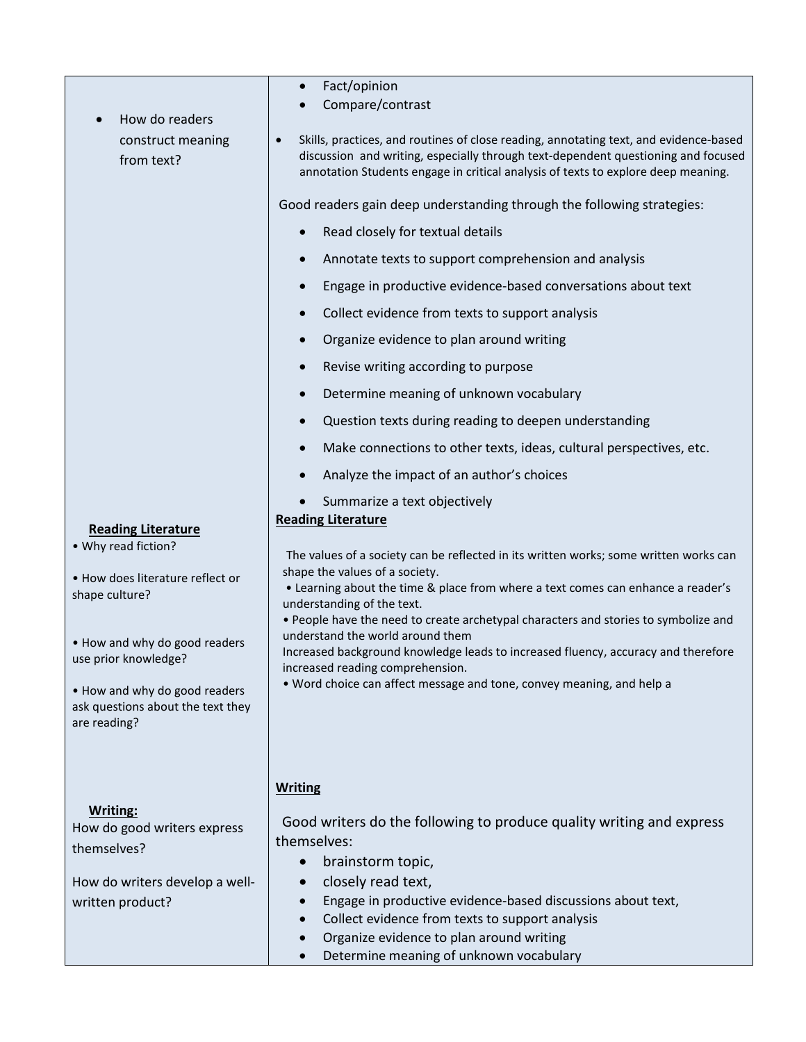| | |
|---|---|
| • How do readers construct meaning from text? | • Fact/opinion<br>• Compare/contrast<br><br>• Skills, practices, and routines of close reading, annotating text, and evidence-based discussion and writing, especially through text-dependent questioning and focused annotation Students engage in critical analysis of texts to explore deep meaning.<br><br>Good readers gain deep understanding through the following strategies:<br>• Read closely for textual details<br>• Annotate texts to support comprehension and analysis<br>• Engage in productive evidence-based conversations about text<br>• Collect evidence from texts to support analysis<br>• Organize evidence to plan around writing<br>• Revise writing according to purpose<br>• Determine meaning of unknown vocabulary<br>• Question texts during reading to deepen understanding<br>• Make connections to other texts, ideas, cultural perspectives, etc.<br>• Analyze the impact of an author's choices<br>• Summarize a text objectively |
| **<u>Reading Literature</u>**<br>• Why read fiction?<br><br>• How does literature reflect or shape culture?<br><br>• How and why do good readers use prior knowledge?<br><br>• How and why do good readers ask questions about the text they are reading? | **<u>Reading Literature</u>**<br><br>The values of a society can be reflected in its written works; some written works can shape the values of a society.<br>• Learning about the time & place from where a text comes can enhance a reader's understanding of the text.<br>• People have the need to create archetypal characters and stories to symbolize and understand the world around them<br>Increased background knowledge leads to increased fluency, accuracy and therefore increased reading comprehension.<br>• Word choice can affect message and tone, convey meaning, and help a |
| **<u>Writing:</u>**<br>How do good writers express themselves?<br><br>How do writers develop a well-written product? | **<u>Writing</u>**<br><br>Good writers do the following to produce quality writing and express themselves:<br>• brainstorm topic,<br>• closely read text,<br>• Engage in productive evidence-based discussions about text,<br>• Collect evidence from texts to support analysis<br>• Organize evidence to plan around writing<br>• Determine meaning of unknown vocabulary |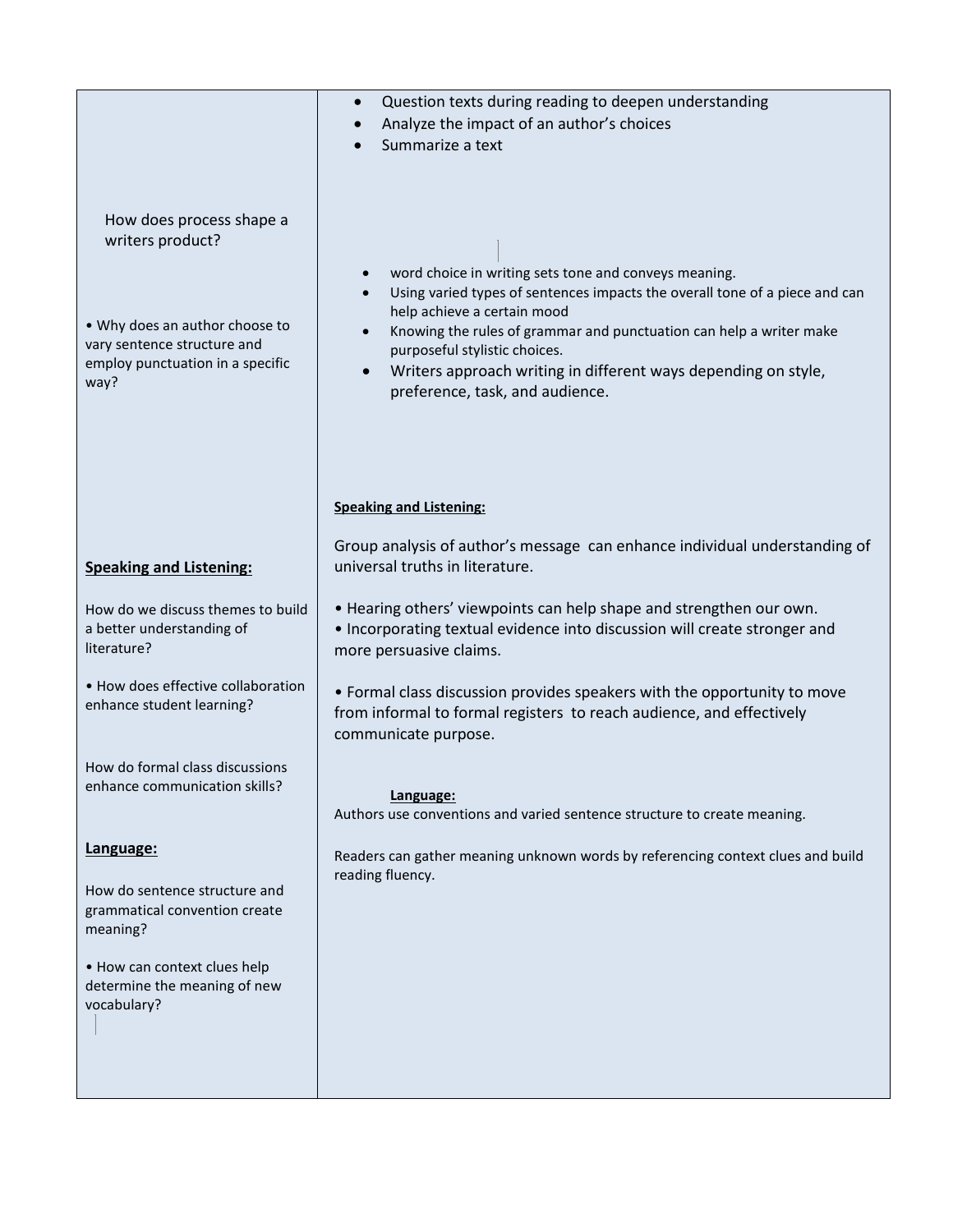| | |
|---|---|
| How does process shape a writers product?<br><br>• Why does an author choose to vary sentence structure and employ punctuation in a specific way? | • Question texts during reading to deepen understanding<br>• Analyze the impact of an author's choices<br>• Summarize a text<br><br>• word choice in writing sets tone and conveys meaning.<br>• Using varied types of sentences impacts the overall tone of a piece and can help achieve a certain mood<br>• Knowing the rules of grammar and punctuation can help a writer make purposeful stylistic choices.<br>• Writers approach writing in different ways depending on style, preference, task, and audience. |
| **Speaking and Listening:**<br><br>How do we discuss themes to build a better understanding of literature?<br><br>• How does effective collaboration enhance student learning?<br><br>How do formal class discussions enhance communication skills? | **Speaking and Listening:**<br><br>Group analysis of author's message can enhance individual understanding of universal truths in literature.<br><br>• Hearing others' viewpoints can help shape and strengthen our own.<br>• Incorporating textual evidence into discussion will create stronger and more persuasive claims.<br><br>• Formal class discussion provides speakers with the opportunity to move from informal to formal registers to reach audience, and effectively communicate purpose. |
| **Language:**<br><br>How do sentence structure and grammatical convention create meaning?<br><br>• How can context clues help determine the meaning of new vocabulary? | **Language:**<br>Authors use conventions and varied sentence structure to create meaning.<br><br>Readers can gather meaning unknown words by referencing context clues and build reading fluency. |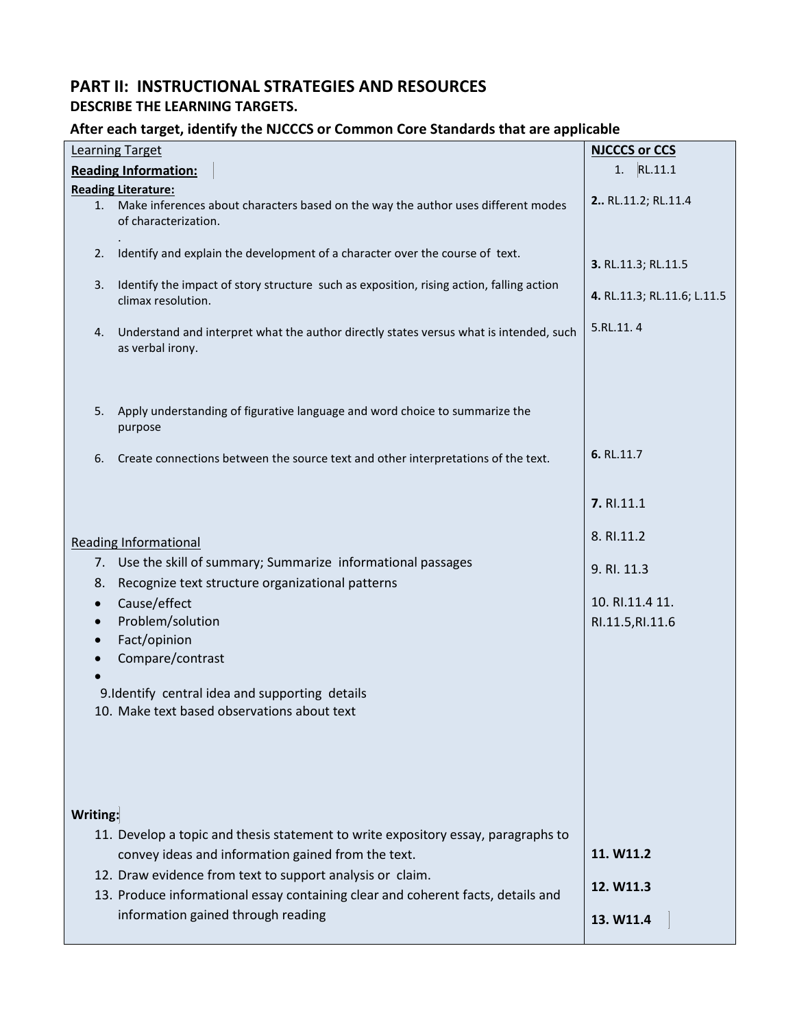## PART II: INSTRUCTIONAL STRATEGIES AND RESOURCES

### DESCRIBE THE LEARNING TARGETS.

### After each target, identify the NJCCCS or Common Core Standards that are applicable

| Learning Target | NJCCCS or CCS |
|---|---|
| **Reading Information:** | 1. RL.11.1 |
| **Reading Literature:**<br>1. Make inferences about characters based on the way the author uses different modes of characterization.<br>. | **2.**. RL.11.2; RL.11.4 |
| 2. Identify and explain the development of a character over the course of text. | **3.** RL.11.3; RL.11.5 |
| 3. Identify the impact of story structure such as exposition, rising action, falling action climax resolution. | **4.** RL.11.3; RL.11.6; L.11.5 |
| 4. Understand and interpret what the author directly states versus what is intended, such as verbal irony. | 5.RL.11. 4 |
| 5. Apply understanding of figurative language and word choice to summarize the purpose | |
| 6. Create connections between the source text and other interpretations of the text. | **6.** RL.11.7 |
| | **7.** RI.11.1 |
| Reading Informational<br>7. Use the skill of summary; Summarize informational passages<br>8. Recognize text structure organizational patterns<br>• Cause/effect<br>• Problem/solution<br>• Fact/opinion<br>• Compare/contrast<br>•<br>9.Identify central idea and supporting details<br>10. Make text based observations about text | 8. RI.11.2<br>9. RI. 11.3<br>10. RI.11.4 11. RI.11.5,RI.11.6 |
| **Writing:**<br>11. Develop a topic and thesis statement to write expository essay, paragraphs to convey ideas and information gained from the text.<br>12. Draw evidence from text to support analysis or claim.<br>13. Produce informational essay containing clear and coherent facts, details and information gained through reading | **11. W11.2**<br>**12. W11.3**<br>**13. W11.4** |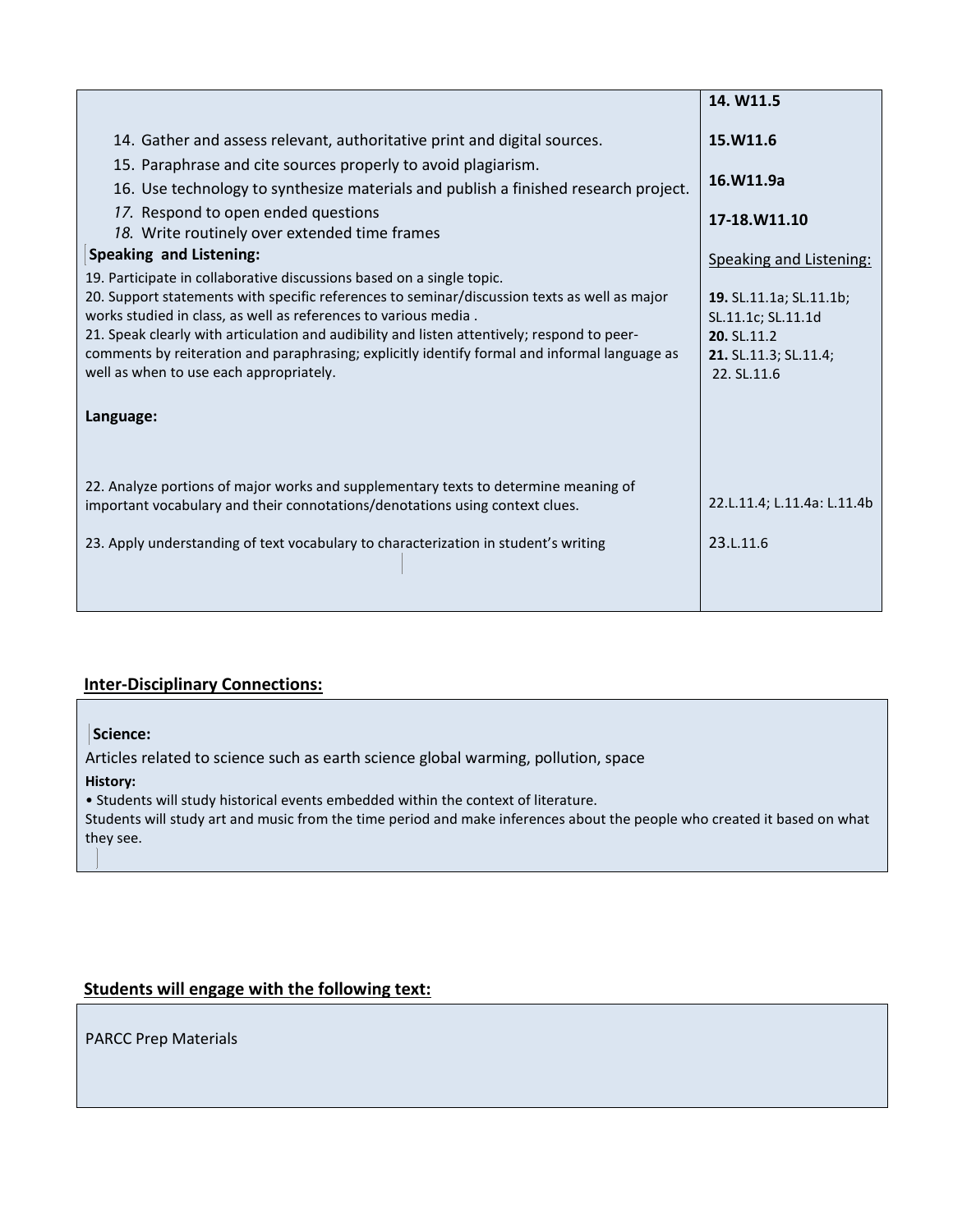| | |
|---|---|
| 14. Gather and assess relevant, authoritative print and digital sources.<br>15. Paraphrase and cite sources properly to avoid plagiarism.<br>16. Use technology to synthesize materials and publish a finished research project.<br>*17.* Respond to open ended questions<br>*18.* Write routinely over extended time frames | **14. W11.5**<br>**15.W11.6**<br>**16.W11.9a**<br>**17-18.W11.10** |
| **Speaking and Listening:**<br>19. Participate in collaborative discussions based on a single topic.<br>20. Support statements with specific references to seminar/discussion texts as well as major works studied in class, as well as references to various media .<br>21. Speak clearly with articulation and audibility and listen attentively; respond to peer-comments by reiteration and paraphrasing; explicitly identify formal and informal language as well as when to use each appropriately. | Speaking and Listening:<br>**19.** SL.11.1a; SL.11.1b; SL.11.1c; SL.11.1d<br>**20.** SL.11.2<br>**21.** SL.11.3; SL.11.4;<br>22. SL.11.6 |
| **Language:**<br>22. Analyze portions of major works and supplementary texts to determine meaning of important vocabulary and their connotations/denotations using context clues.<br>23. Apply understanding of text vocabulary to characterization in student's writing | 22.L.11.4; L.11.4a: L.11.4b<br>23.L.11.6 |

## Inter-Disciplinary Connections:

**Science:**

Articles related to science such as earth science global warming, pollution, space

**History:**

- Students will study historical events embedded within the context of literature.

Students will study art and music from the time period and make inferences about the people who created it based on what they see.

## Students will engage with the following text:

PARCC Prep Materials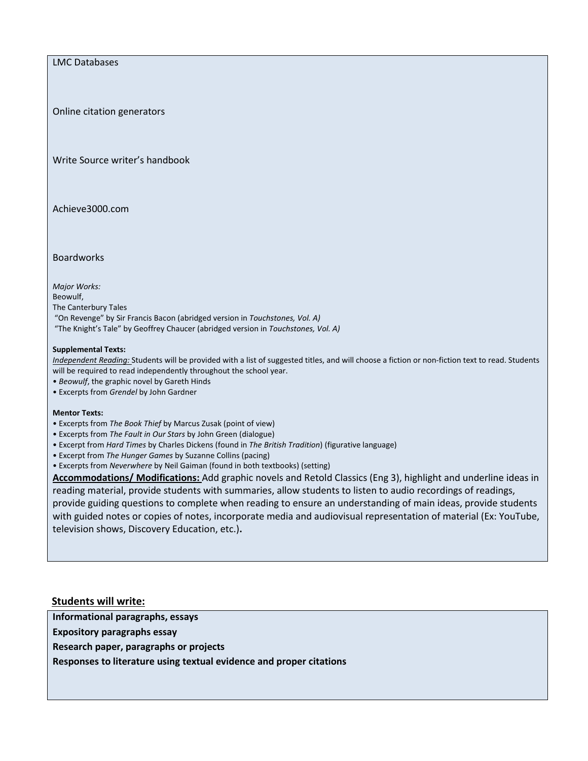LMC Databases

Online citation generators

Write Source writer's handbook

Achieve3000.com

Boardworks

*Major Works:*
Beowulf,
The Canterbury Tales
"On Revenge" by Sir Francis Bacon (abridged version in *Touchstones, Vol. A)*
"The Knight's Tale" by Geoffrey Chaucer (abridged version in *Touchstones, Vol. A)*

**Supplemental Texts:**
*Independent Reading:* Students will be provided with a list of suggested titles, and will choose a fiction or non-fiction text to read. Students will be required to read independently throughout the school year.

- *Beowulf*, the graphic novel by Gareth Hinds
- Excerpts from *Grendel* by John Gardner

**Mentor Texts:**

- Excerpts from *The Book Thief* by Marcus Zusak (point of view)
- Excerpts from *The Fault in Our Stars* by John Green (dialogue)
- Excerpt from *Hard Times* by Charles Dickens (found in *The British Tradition*) (figurative language)
- Excerpt from *The Hunger Games* by Suzanne Collins (pacing)
- Excerpts from *Neverwhere* by Neil Gaiman (found in both textbooks) (setting)

**Accommodations/ Modifications:** Add graphic novels and Retold Classics (Eng 3), highlight and underline ideas in reading material, provide students with summaries, allow students to listen to audio recordings of readings, provide guiding questions to complete when reading to ensure an understanding of main ideas, provide students with guided notes or copies of notes, incorporate media and audiovisual representation of material (Ex: YouTube, television shows, Discovery Education, etc.).

## Students will write:

**Informational paragraphs, essays**

**Expository paragraphs essay**

**Research paper, paragraphs or projects**

**Responses to literature using textual evidence and proper citations**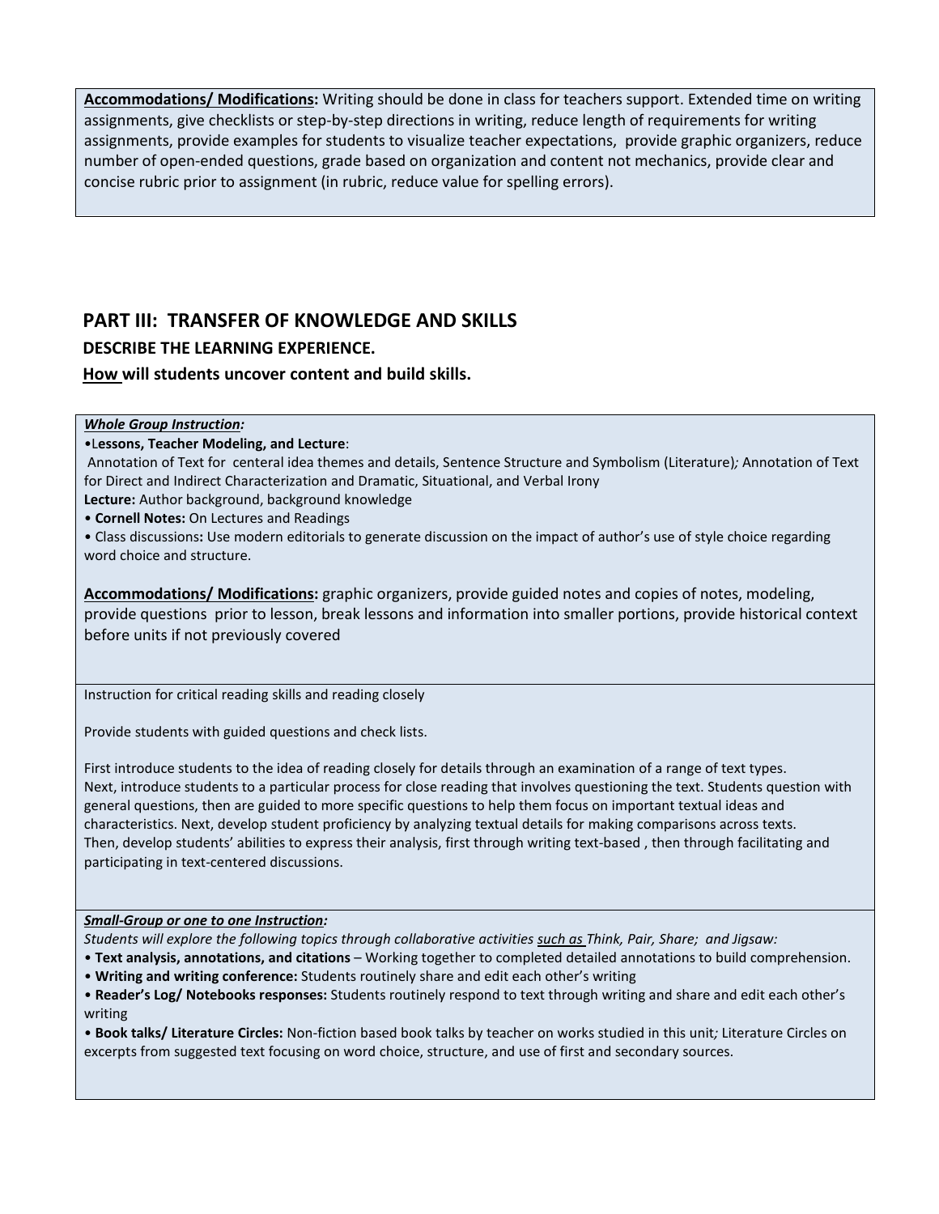**Accommodations/ Modifications:** Writing should be done in class for teachers support. Extended time on writing assignments, give checklists or step-by-step directions in writing, reduce length of requirements for writing assignments, provide examples for students to visualize teacher expectations, provide graphic organizers, reduce number of open-ended questions, grade based on organization and content not mechanics, provide clear and concise rubric prior to assignment (in rubric, reduce value for spelling errors).

## PART III: TRANSFER OF KNOWLEDGE AND SKILLS

### DESCRIBE THE LEARNING EXPERIENCE.

### How will students uncover content and build skills.

***Whole Group Instruction:***

•**Lessons, Teacher Modeling, and Lecture**:

Annotation of Text for centeral idea themes and details, Sentence Structure and Symbolism (Literature); Annotation of Text for Direct and Indirect Characterization and Dramatic, Situational, and Verbal Irony

**Lecture:** Author background, background knowledge

• **Cornell Notes:** On Lectures and Readings

• Class discussions**:** Use modern editorials to generate discussion on the impact of author's use of style choice regarding word choice and structure.

**Accommodations/ Modifications:** graphic organizers, provide guided notes and copies of notes, modeling, provide questions prior to lesson, break lessons and information into smaller portions, provide historical context before units if not previously covered

Instruction for critical reading skills and reading closely

Provide students with guided questions and check lists.

First introduce students to the idea of reading closely for details through an examination of a range of text types. Next, introduce students to a particular process for close reading that involves questioning the text. Students question with general questions, then are guided to more specific questions to help them focus on important textual ideas and characteristics. Next, develop student proficiency by analyzing textual details for making comparisons across texts. Then, develop students' abilities to express their analysis, first through writing text-based , then through facilitating and participating in text-centered discussions.

***Small-Group or one to one Instruction:***

*Students will explore the following topics through collaborative activities such as Think, Pair, Share; and Jigsaw:*

• **Text analysis, annotations, and citations** – Working together to completed detailed annotations to build comprehension.

• **Writing and writing conference:** Students routinely share and edit each other's writing

• **Reader's Log/ Notebooks responses:** Students routinely respond to text through writing and share and edit each other's writing

• **Book talks/ Literature Circles:** Non-fiction based book talks by teacher on works studied in this unit; Literature Circles on excerpts from suggested text focusing on word choice, structure, and use of first and secondary sources.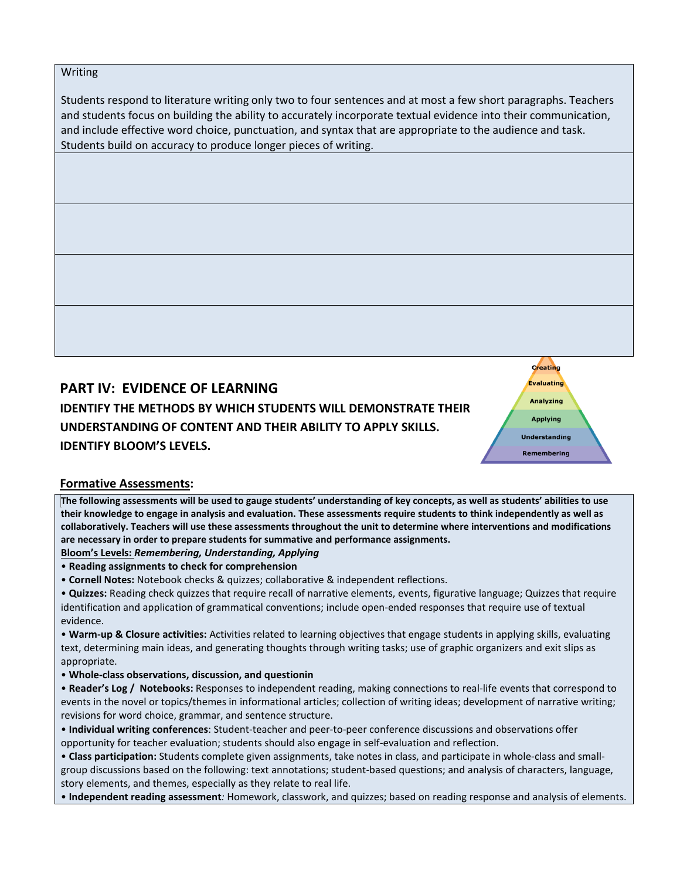| Writing<br><br>Students respond to literature writing only two to four sentences and at most a few short paragraphs. Teachers and students focus on building the ability to accurately incorporate textual evidence into their communication, and include effective word choice, punctuation, and syntax that are appropriate to the audience and task. Students build on accuracy to produce longer pieces of writing. |
|---|
| |
| |
| |
| |

## PART IV: EVIDENCE OF LEARNING

### IDENTIFY THE METHODS BY WHICH STUDENTS WILL DEMONSTRATE THEIR UNDERSTANDING OF CONTENT AND THEIR ABILITY TO APPLY SKILLS. IDENTIFY BLOOM'S LEVELS.

Creating
Evaluating
Analyzing
Applying
Understanding
Remembering

### Formative Assessments:

**The following assessments will be used to gauge students' understanding of key concepts, as well as students' abilities to use their knowledge to engage in analysis and evaluation. These assessments require students to think independently as well as collaboratively. Teachers will use these assessments throughout the unit to determine where interventions and modifications are necessary in order to prepare students for summative and performance assignments.**

**Bloom's Levels:** ***Remembering, Understanding, Applying***

- **Reading assignments to check for comprehension**
- **Cornell Notes:** Notebook checks & quizzes; collaborative & independent reflections.
- **Quizzes:** Reading check quizzes that require recall of narrative elements, events, figurative language; Quizzes that require identification and application of grammatical conventions; include open-ended responses that require use of textual evidence.
- **Warm-up & Closure activities:** Activities related to learning objectives that engage students in applying skills, evaluating text, determining main ideas, and generating thoughts through writing tasks; use of graphic organizers and exit slips as appropriate.
- **Whole-class observations, discussion, and questionin**
- **Reader's Log / Notebooks:** Responses to independent reading, making connections to real-life events that correspond to events in the novel or topics/themes in informational articles; collection of writing ideas; development of narrative writing; revisions for word choice, grammar, and sentence structure.
- **Individual writing conferences**: Student-teacher and peer-to-peer conference discussions and observations offer opportunity for teacher evaluation; students should also engage in self-evaluation and reflection.
- **Class participation:** Students complete given assignments, take notes in class, and participate in whole-class and small-group discussions based on the following: text annotations; student-based questions; and analysis of characters, language, story elements, and themes, especially as they relate to real life.
- **Independent reading assessment***:* Homework, classwork, and quizzes; based on reading response and analysis of elements.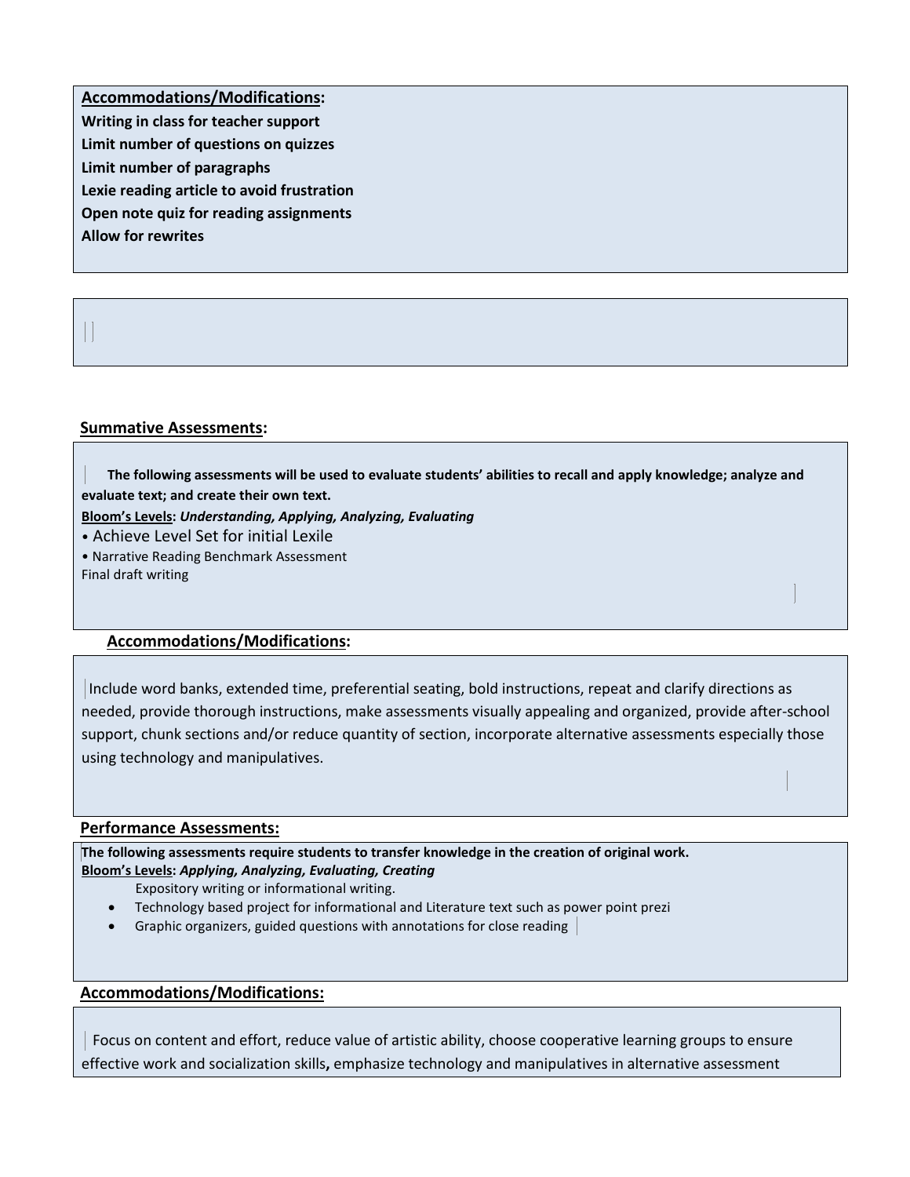**Accommodations/Modifications:**

**Writing in class for teacher support**
**Limit number of questions on quizzes**
**Limit number of paragraphs**
**Lexie reading article to avoid frustration**
**Open note quiz for reading assignments**
**Allow for rewrites**

**Summative Assessments:**

**The following assessments will be used to evaluate students' abilities to recall and apply knowledge; analyze and evaluate text; and create their own text.**

**Bloom's Levels:** ***Understanding, Applying, Analyzing, Evaluating***

- Achieve Level Set for initial Lexile
- Narrative Reading Benchmark Assessment

Final draft writing

**Accommodations/Modifications:**

Include word banks, extended time, preferential seating, bold instructions, repeat and clarify directions as needed, provide thorough instructions, make assessments visually appealing and organized, provide after-school support, chunk sections and/or reduce quantity of section, incorporate alternative assessments especially those using technology and manipulatives.

**Performance Assessments:**

**The following assessments require students to transfer knowledge in the creation of original work.**

**Bloom's Levels:** ***Applying, Analyzing, Evaluating, Creating***

Expository writing or informational writing.

- Technology based project for informational and Literature text such as power point prezi
- Graphic organizers, guided questions with annotations for close reading

**Accommodations/Modifications:**

Focus on content and effort, reduce value of artistic ability, choose cooperative learning groups to ensure effective work and socialization skills**,** emphasize technology and manipulatives in alternative assessment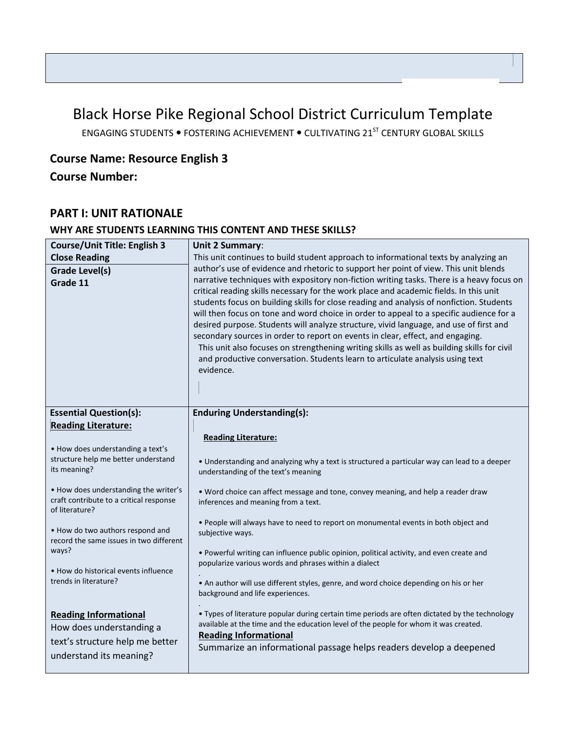# Black Horse Pike Regional School District Curriculum Template

ENGAGING STUDENTS • FOSTERING ACHIEVEMENT • CULTIVATING 21$^{ST}$ CENTURY GLOBAL SKILLS

**Course Name: Resource English 3**

**Course Number:**

## PART I: UNIT RATIONALE

### WHY ARE STUDENTS LEARNING THIS CONTENT AND THESE SKILLS?

| **Course/Unit Title: English 3 Close Reading**<br><br>**Grade Level(s)**<br>**Grade 11** | **Unit 2 Summary**:<br>This unit continues to build student approach to informational texts by analyzing an author's use of evidence and rhetoric to support her point of view. This unit blends narrative techniques with expository non-fiction writing tasks. There is a heavy focus on critical reading skills necessary for the work place and academic fields. In this unit students focus on building skills for close reading and analysis of nonfiction. Students will then focus on tone and word choice in order to appeal to a specific audience for a desired purpose. Students will analyze structure, vivid language, and use of first and secondary sources in order to report on events in clear, effect, and engaging.<br>This unit also focuses on strengthening writing skills as well as building skills for civil and productive conversation. Students learn to articulate analysis using text evidence. |
|---|---|
| **Essential Question(s):**<br>**Reading Literature:**<br><br>• How does understanding a text's structure help me better understand its meaning?<br><br>• How does understanding the writer's craft contribute to a critical response of literature?<br><br>• How do two authors respond and record the same issues in two different ways?<br><br>• How do historical events influence trends in literature?<br><br>**Reading Informational**<br>How does understanding a text's structure help me better understand its meaning? | **Enduring Understanding(s):**<br><br>**Reading Literature:**<br><br>• Understanding and analyzing why a text is structured a particular way can lead to a deeper understanding of the text's meaning<br><br>• Word choice can affect message and tone, convey meaning, and help a reader draw inferences and meaning from a text.<br><br>• People will always have to need to report on monumental events in both object and subjective ways.<br><br>• Powerful writing can influence public opinion, political activity, and even create and popularize various words and phrases within a dialect<br>.<br>• An author will use different styles, genre, and word choice depending on his or her background and life experiences.<br>.<br>• Types of literature popular during certain time periods are often dictated by the technology available at the time and the education level of the people for whom it was created.<br>**Reading Informational**<br>Summarize an informational passage helps readers develop a deepened |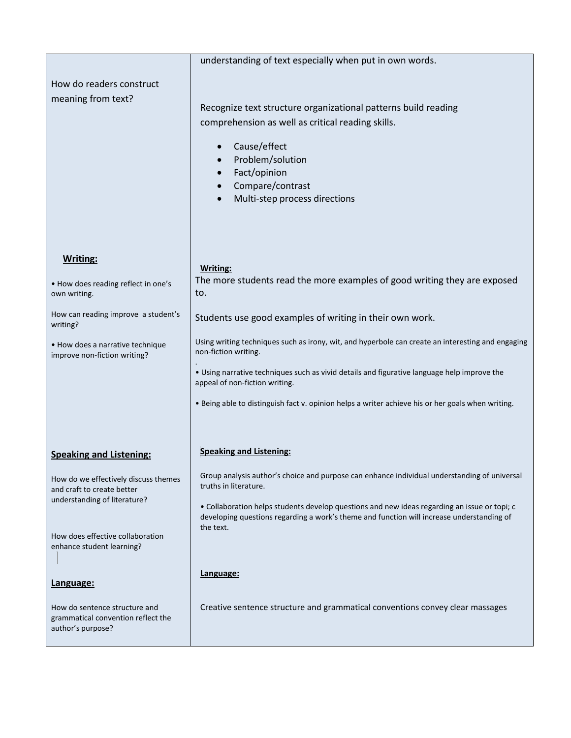| | |
|---|---|
| How do readers construct meaning from text? | understanding of text especially when put in own words.<br><br>Recognize text structure organizational patterns build reading comprehension as well as critical reading skills.<br><br>• Cause/effect<br>• Problem/solution<br>• Fact/opinion<br>• Compare/contrast<br>• Multi-step process directions |
| **<u>Writing:</u>**<br><br>• How does reading reflect in one's own writing.<br><br>How can reading improve a student's writing?<br><br>• How does a narrative technique improve non-fiction writing? | **<u>Writing:</u>**<br>The more students read the more examples of good writing they are exposed to.<br><br>Students use good examples of writing in their own work.<br><br>Using writing techniques such as irony, wit, and hyperbole can create an interesting and engaging non-fiction writing.<br>.<br>• Using narrative techniques such as vivid details and figurative language help improve the appeal of non-fiction writing.<br><br>• Being able to distinguish fact v. opinion helps a writer achieve his or her goals when writing. |
| **<u>Speaking and Listening:</u>**<br><br>How do we effectively discuss themes and craft to create better understanding of literature?<br><br>How does effective collaboration enhance student learning? | **<u>Speaking and Listening:</u>**<br><br>Group analysis author's choice and purpose can enhance individual understanding of universal truths in literature.<br><br>• Collaboration helps students develop questions and new ideas regarding an issue or topi; c developing questions regarding a work's theme and function will increase understanding of the text. |
| **<u>Language:</u>**<br><br>How do sentence structure and grammatical convention reflect the author's purpose? | **<u>Language:</u>**<br><br>Creative sentence structure and grammatical conventions convey clear massages |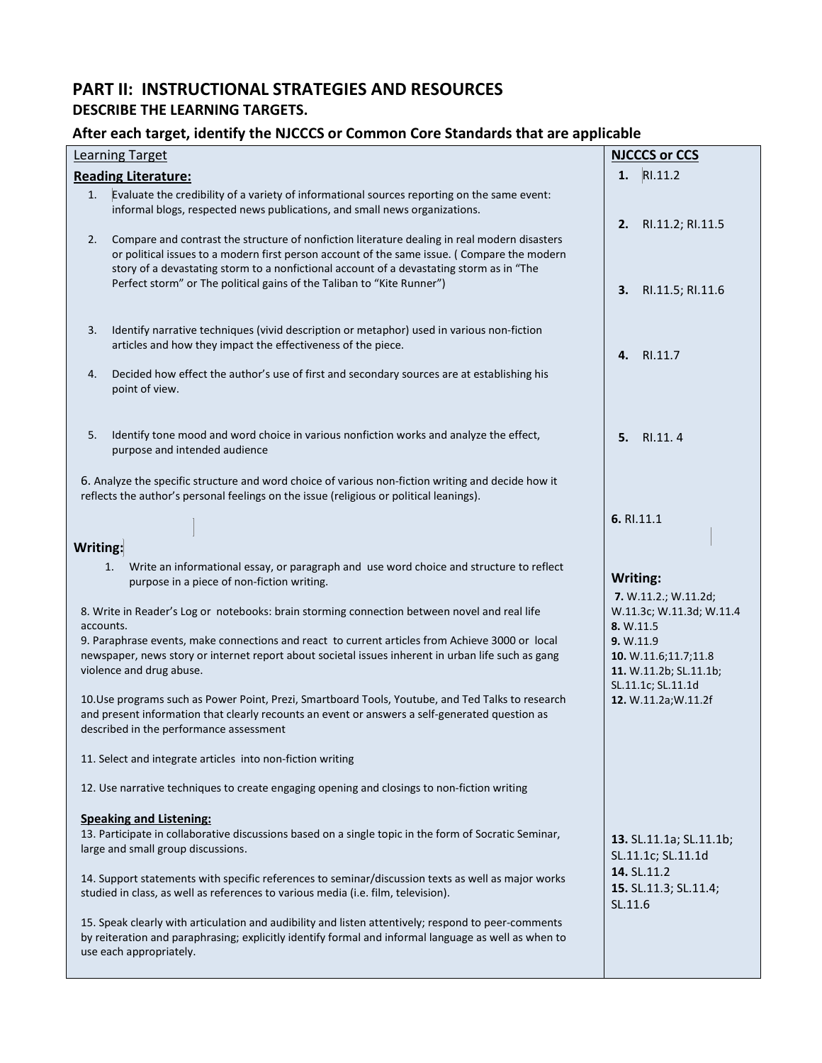## PART II: INSTRUCTIONAL STRATEGIES AND RESOURCES

### DESCRIBE THE LEARNING TARGETS.

### After each target, identify the NJCCCS or Common Core Standards that are applicable

| Learning Target | NJCCCS or CCS |
|---|---|
| **Reading Literature:** | |
| 1. Evaluate the credibility of a variety of informational sources reporting on the same event: informal blogs, respected news publications, and small news organizations. | **1.** RI.11.2 |
| 2. Compare and contrast the structure of nonfiction literature dealing in real modern disasters or political issues to a modern first person account of the same issue. ( Compare the modern story of a devastating storm to a nonfictional account of a devastating storm as in "The Perfect storm" or The political gains of the Taliban to "Kite Runner") | **2.** RI.11.2; RI.11.5 |
| 3. Identify narrative techniques (vivid description or metaphor) used in various non-fiction articles and how they impact the effectiveness of the piece. | **3.** RI.11.5; RI.11.6 |
| 4. Decided how effect the author's use of first and secondary sources are at establishing his point of view. | **4.** RI.11.7 |
| 5. Identify tone mood and word choice in various nonfiction works and analyze the effect, purpose and intended audience | **5.** RI.11. 4 |
| 6. Analyze the specific structure and word choice of various non-fiction writing and decide how it reflects the author's personal feelings on the issue (religious or political leanings). | **6.** RI.11.1 |
| **Writing:** | **Writing:** |
| 1. Write an informational essay, or paragraph and use word choice and structure to reflect purpose in a piece of non-fiction writing. | **7.** W.11.2.; W.11.2d; W.11.3c; W.11.3d; W.11.4 |
| 8. Write in Reader's Log or notebooks: brain storming connection between novel and real life accounts. | **8.** W.11.5 |
| 9. Paraphrase events, make connections and react to current articles from Achieve 3000 or local newspaper, news story or internet report about societal issues inherent in urban life such as gang violence and drug abuse. | **9.** W.11.9 |
| 10.Use programs such as Power Point, Prezi, Smartboard Tools, Youtube, and Ted Talks to research and present information that clearly recounts an event or answers a self-generated question as described in the performance assessment | **10.** W.11.6;11.7;11.8 |
| 11. Select and integrate articles into non-fiction writing | **11.** W.11.2b; SL.11.1b; SL.11.1c; SL.11.1d |
| 12. Use narrative techniques to create engaging opening and closings to non-fiction writing | **12.** W.11.2a;W.11.2f |
| **Speaking and Listening:** | |
| 13. Participate in collaborative discussions based on a single topic in the form of Socratic Seminar, large and small group discussions. | **13.** SL.11.1a; SL.11.1b; SL.11.1c; SL.11.1d |
| 14. Support statements with specific references to seminar/discussion texts as well as major works studied in class, as well as references to various media (i.e. film, television). | **14.** SL.11.2 |
| 15. Speak clearly with articulation and audibility and listen attentively; respond to peer-comments by reiteration and paraphrasing; explicitly identify formal and informal language as well as when to use each appropriately. | **15.** SL.11.3; SL.11.4; SL.11.6 |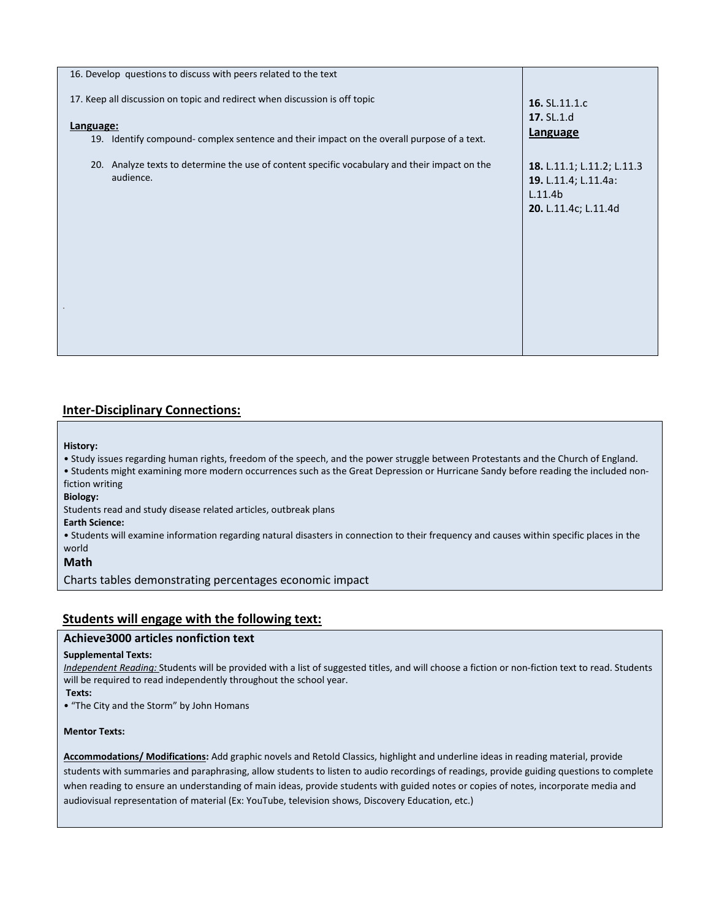| | |
|---|---|
| 16. Develop questions to discuss with peers related to the text<br><br>17. Keep all discussion on topic and redirect when discussion is off topic<br><br>**Language:**<br>19. Identify compound- complex sentence and their impact on the overall purpose of a text.<br><br>20. Analyze texts to determine the use of content specific vocabulary and their impact on the audience. | **16.** SL.11.1.c<br>**17.** SL.1.d<br>**Language**<br><br>**18.** L.11.1; L.11.2; L.11.3<br>**19.** L.11.4; L.11.4a: L.11.4b<br>**20.** L.11.4c; L.11.4d |

## Inter-Disciplinary Connections:

**History:**
- Study issues regarding human rights, freedom of the speech, and the power struggle between Protestants and the Church of England.
- Students might examining more modern occurrences such as the Great Depression or Hurricane Sandy before reading the included non-fiction writing

**Biology:**
Students read and study disease related articles, outbreak plans

**Earth Science:**
- Students will examine information regarding natural disasters in connection to their frequency and causes within specific places in the world

**Math**
Charts tables demonstrating percentages economic impact

## Students will engage with the following text:

**Achieve3000 articles nonfiction text**

**Supplemental Texts:**
*Independent Reading:* Students will be provided with a list of suggested titles, and will choose a fiction or non-fiction text to read. Students will be required to read independently throughout the school year.

**Texts:**
- "The City and the Storm" by John Homans

**Mentor Texts:**

**Accommodations/ Modifications:** Add graphic novels and Retold Classics, highlight and underline ideas in reading material, provide students with summaries and paraphrasing, allow students to listen to audio recordings of readings, provide guiding questions to complete when reading to ensure an understanding of main ideas, provide students with guided notes or copies of notes, incorporate media and audiovisual representation of material (Ex: YouTube, television shows, Discovery Education, etc.)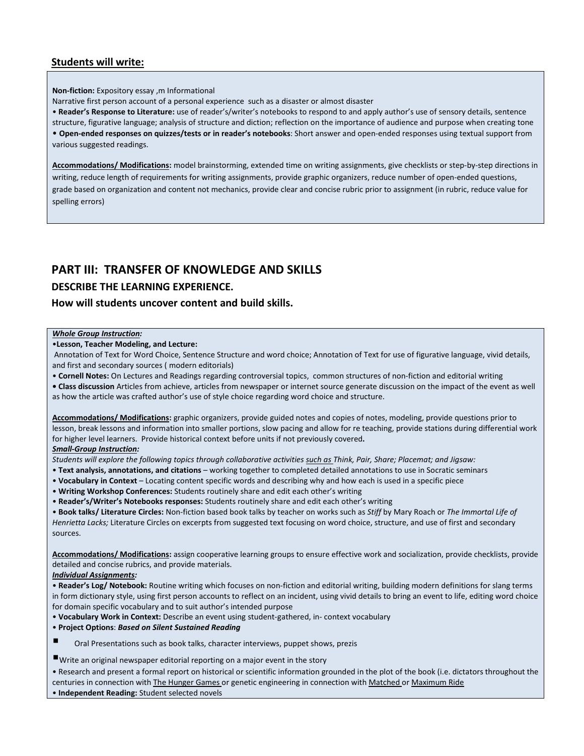## Students will write:

**Non-fiction:** Expository essay ,m Informational

Narrative first person account of a personal experience such as a disaster or almost disaster

• **Reader's Response to Literature:** use of reader's/writer's notebooks to respond to and apply author's use of sensory details, sentence structure, figurative language; analysis of structure and diction; reflection on the importance of audience and purpose when creating tone

• **Open-ended responses on quizzes/tests or in reader's notebooks**: Short answer and open-ended responses using textual support from various suggested readings.

**Accommodations/ Modifications:** model brainstorming, extended time on writing assignments, give checklists or step-by-step directions in writing, reduce length of requirements for writing assignments, provide graphic organizers, reduce number of open-ended questions, grade based on organization and content not mechanics, provide clear and concise rubric prior to assignment (in rubric, reduce value for spelling errors)

# PART III: TRANSFER OF KNOWLEDGE AND SKILLS

### DESCRIBE THE LEARNING EXPERIENCE.

### How will students uncover content and build skills.

***Whole Group Instruction:***

•**Lesson, Teacher Modeling, and Lecture:**

Annotation of Text for Word Choice, Sentence Structure and word choice; Annotation of Text for use of figurative language, vivid details, and first and secondary sources ( modern editorials)

• **Cornell Notes:** On Lectures and Readings regarding controversial topics, common structures of non-fiction and editorial writing

• **Class discussion** Articles from achieve, articles from newspaper or internet source generate discussion on the impact of the event as well as how the article was crafted author's use of style choice regarding word choice and structure.

**Accommodations/ Modifications:** graphic organizers, provide guided notes and copies of notes, modeling, provide questions prior to lesson, break lessons and information into smaller portions, slow pacing and allow for re teaching, provide stations during differential work for higher level learners. Provide historical context before units if not previously covered.

***Small-Group Instruction:***

*Students will explore the following topics through collaborative activities such as Think, Pair, Share; Placemat; and Jigsaw:*

• **Text analysis, annotations, and citations** – working together to completed detailed annotations to use in Socratic seminars

• **Vocabulary in Context** – Locating content specific words and describing why and how each is used in a specific piece

• **Writing Workshop Conferences:** Students routinely share and edit each other's writing

• **Reader's/Writer's Notebooks responses:** Students routinely share and edit each other's writing

• **Book talks/ Literature Circles:** Non-fiction based book talks by teacher on works such as *Stiff* by Mary Roach or *The Immortal Life of Henrietta Lacks;* Literature Circles on excerpts from suggested text focusing on word choice, structure, and use of first and secondary sources.

**Accommodations/ Modifications:** assign cooperative learning groups to ensure effective work and socialization, provide checklists, provide detailed and concise rubrics, and provide materials.

***Individual Assignments:***

• **Reader's Log/ Notebook:** Routine writing which focuses on non-fiction and editorial writing, building modern definitions for slang terms in form dictionary style, using first person accounts to reflect on an incident, using vivid details to bring an event to life, editing word choice for domain specific vocabulary and to suit author's intended purpose

• **Vocabulary Work in Context:** Describe an event using student-gathered, in- context vocabulary

• **Project Options**: ***Based on Silent Sustained Reading***

- Oral Presentations such as book talks, character interviews, puppet shows, prezis
- Write an original newspaper editorial reporting on a major event in the story

• Research and present a formal report on historical or scientific information grounded in the plot of the book (i.e. dictators throughout the centuries in connection with The Hunger Games or genetic engineering in connection with Matched or Maximum Ride

• **Independent Reading:** Student selected novels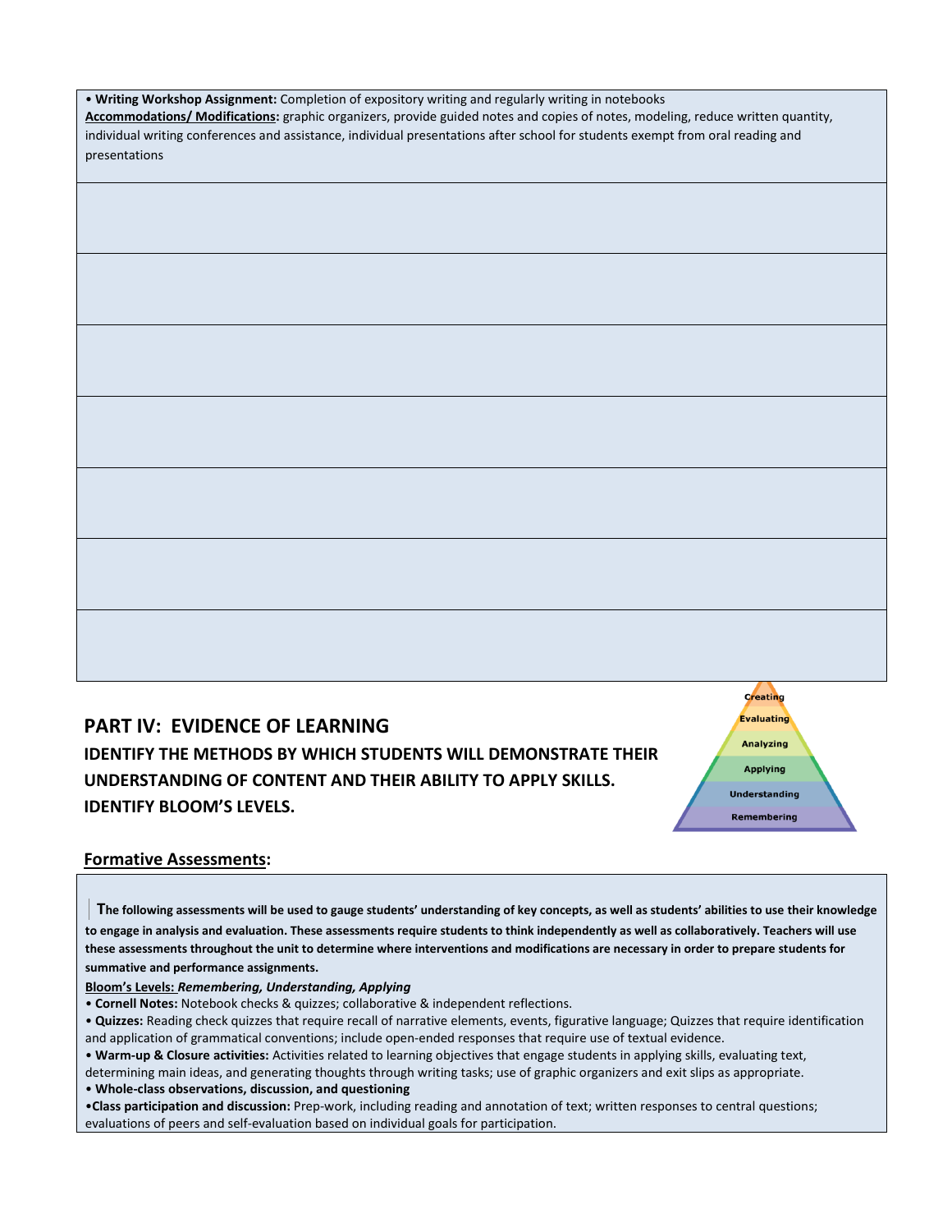• **Writing Workshop Assignment:** Completion of expository writing and regularly writing in notebooks
**Accommodations/ Modifications:** graphic organizers, provide guided notes and copies of notes, modeling, reduce written quantity, individual writing conferences and assistance, individual presentations after school for students exempt from oral reading and presentations

## PART IV: EVIDENCE OF LEARNING

**IDENTIFY THE METHODS BY WHICH STUDENTS WILL DEMONSTRATE THEIR UNDERSTANDING OF CONTENT AND THEIR ABILITY TO APPLY SKILLS. IDENTIFY BLOOM'S LEVELS.**

Creating
Evaluating
Analyzing
Applying
Understanding
Remembering

### Formative Assessments:

**The following assessments will be used to gauge students' understanding of key concepts, as well as students' abilities to use their knowledge to engage in analysis and evaluation. These assessments require students to think independently as well as collaboratively. Teachers will use these assessments throughout the unit to determine where interventions and modifications are necessary in order to prepare students for summative and performance assignments.**

**Bloom's Levels:** ***Remembering, Understanding, Applying***

- **Cornell Notes:** Notebook checks & quizzes; collaborative & independent reflections.
- **Quizzes:** Reading check quizzes that require recall of narrative elements, events, figurative language; Quizzes that require identification and application of grammatical conventions; include open-ended responses that require use of textual evidence.
- **Warm-up & Closure activities:** Activities related to learning objectives that engage students in applying skills, evaluating text, determining main ideas, and generating thoughts through writing tasks; use of graphic organizers and exit slips as appropriate.
- **Whole-class observations, discussion, and questioning**
- **Class participation and discussion:** Prep-work, including reading and annotation of text; written responses to central questions; evaluations of peers and self-evaluation based on individual goals for participation.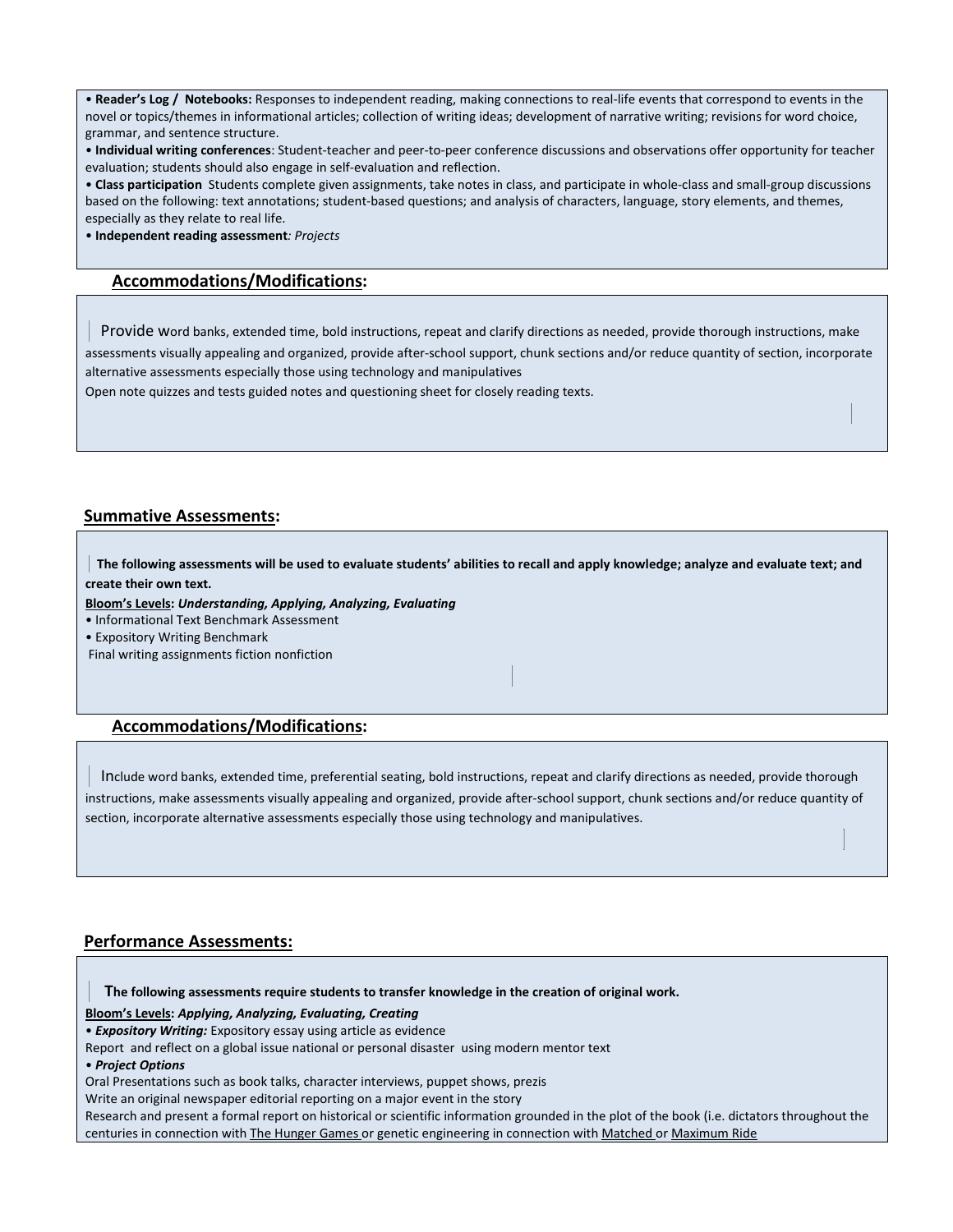- **Reader's Log / Notebooks:** Responses to independent reading, making connections to real-life events that correspond to events in the novel or topics/themes in informational articles; collection of writing ideas; development of narrative writing; revisions for word choice, grammar, and sentence structure.
- **Individual writing conferences**: Student-teacher and peer-to-peer conference discussions and observations offer opportunity for teacher evaluation; students should also engage in self-evaluation and reflection.
- **Class participation** Students complete given assignments, take notes in class, and participate in whole-class and small-group discussions based on the following: text annotations; student-based questions; and analysis of characters, language, story elements, and themes, especially as they relate to real life.
- **Independent reading assessment***: Projects*

## Accommodations/Modifications:

Provide word banks, extended time, bold instructions, repeat and clarify directions as needed, provide thorough instructions, make assessments visually appealing and organized, provide after-school support, chunk sections and/or reduce quantity of section, incorporate alternative assessments especially those using technology and manipulatives

Open note quizzes and tests guided notes and questioning sheet for closely reading texts.

## Summative Assessments:

**The following assessments will be used to evaluate students' abilities to recall and apply knowledge; analyze and evaluate text; and create their own text.**

**Bloom's Levels:** ***Understanding, Applying, Analyzing, Evaluating***

- Informational Text Benchmark Assessment
- Expository Writing Benchmark

Final writing assignments fiction nonfiction

## Accommodations/Modifications:

Include word banks, extended time, preferential seating, bold instructions, repeat and clarify directions as needed, provide thorough instructions, make assessments visually appealing and organized, provide after-school support, chunk sections and/or reduce quantity of section, incorporate alternative assessments especially those using technology and manipulatives.

## Performance Assessments:

**The following assessments require students to transfer knowledge in the creation of original work.**

**Bloom's Levels:** ***Applying, Analyzing, Evaluating, Creating***

- ***Expository Writing:*** Expository essay using article as evidence

Report and reflect on a global issue national or personal disaster using modern mentor text

- ***Project Options***

Oral Presentations such as book talks, character interviews, puppet shows, prezis

Write an original newspaper editorial reporting on a major event in the story

Research and present a formal report on historical or scientific information grounded in the plot of the book (i.e. dictators throughout the centuries in connection with The Hunger Games or genetic engineering in connection with Matched or Maximum Ride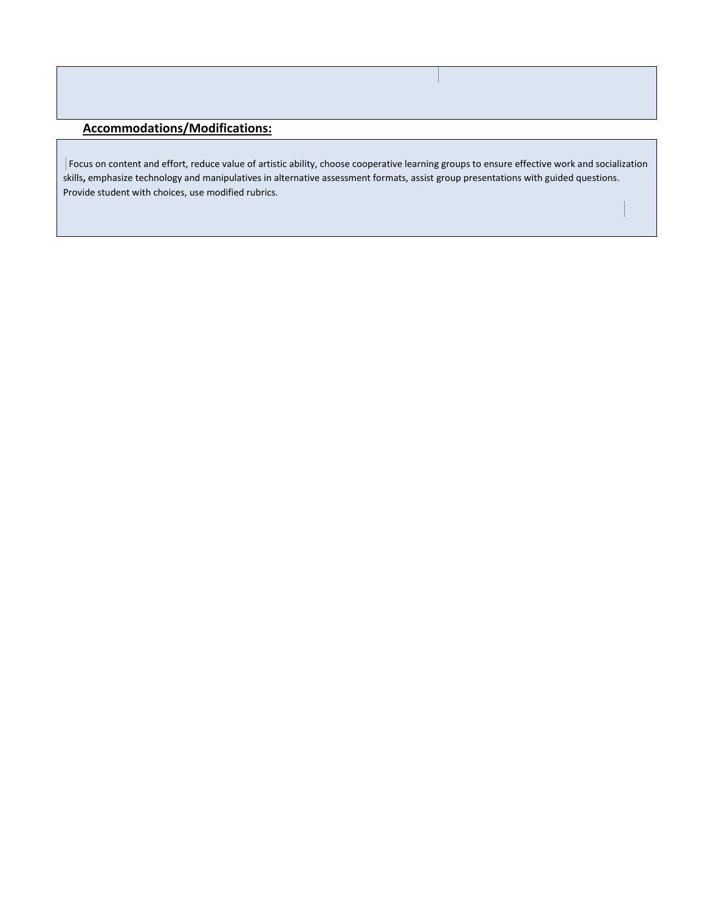## Accommodations/Modifications:

Focus on content and effort, reduce value of artistic ability, choose cooperative learning groups to ensure effective work and socialization skills**,** emphasize technology and manipulatives in alternative assessment formats, assist group presentations with guided questions. Provide student with choices, use modified rubrics.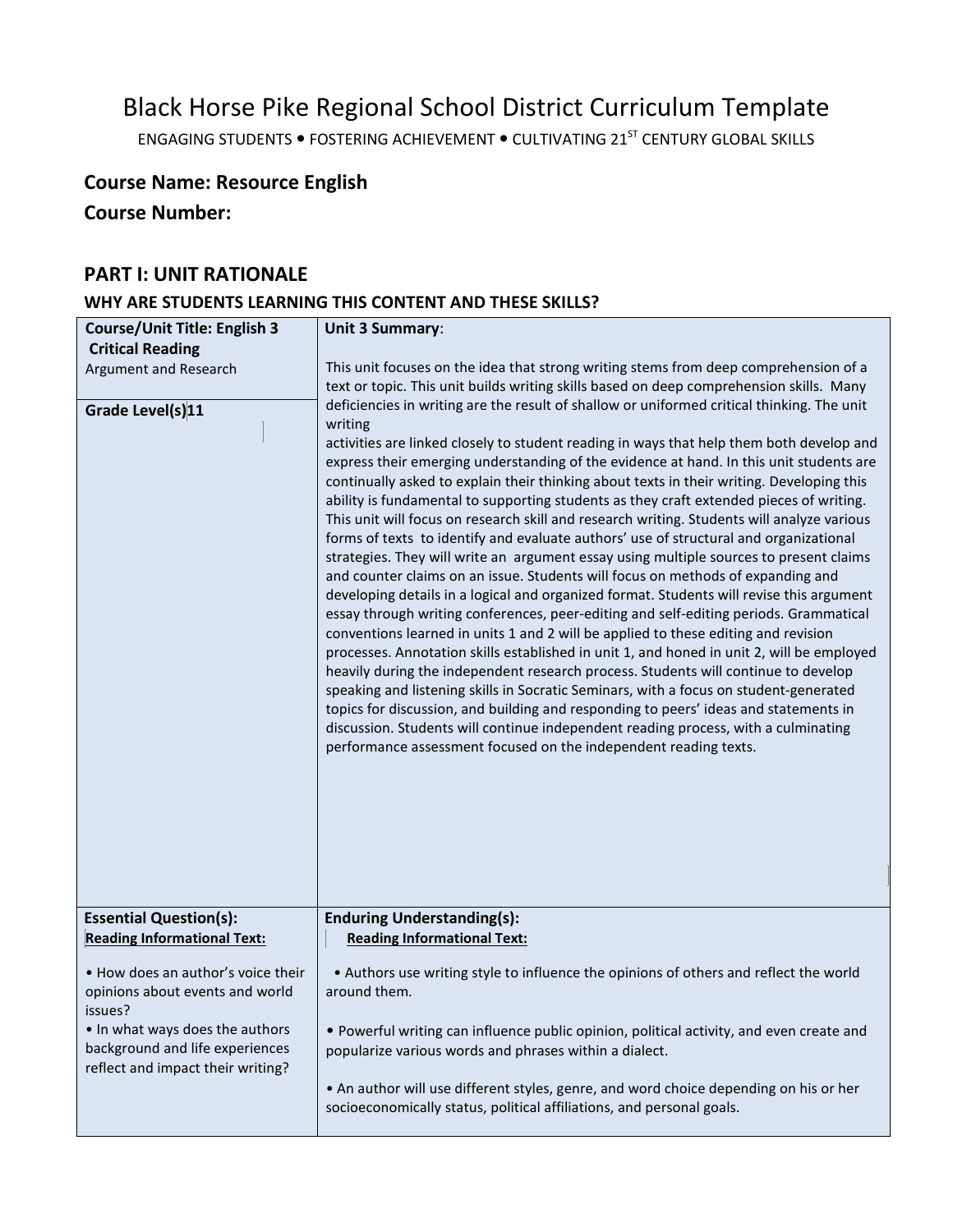# Black Horse Pike Regional School District Curriculum Template

ENGAGING STUDENTS • FOSTERING ACHIEVEMENT • CULTIVATING 21ST CENTURY GLOBAL SKILLS

## Course Name: Resource English

## Course Number:

## PART I: UNIT RATIONALE

### WHY ARE STUDENTS LEARNING THIS CONTENT AND THESE SKILLS?

| **Course/Unit Title: English 3 Critical Reading**<br>Argument and Research<br><br>**Grade Level(s)11** | **Unit 3 Summary**:<br><br>This unit focuses on the idea that strong writing stems from deep comprehension of a text or topic. This unit builds writing skills based on deep comprehension skills. Many deficiencies in writing are the result of shallow or uniformed critical thinking. The unit writing activities are linked closely to student reading in ways that help them both develop and express their emerging understanding of the evidence at hand. In this unit students are continually asked to explain their thinking about texts in their writing. Developing this ability is fundamental to supporting students as they craft extended pieces of writing. This unit will focus on research skill and research writing. Students will analyze various forms of texts to identify and evaluate authors' use of structural and organizational strategies. They will write an argument essay using multiple sources to present claims and counter claims on an issue. Students will focus on methods of expanding and developing details in a logical and organized format. Students will revise this argument essay through writing conferences, peer-editing and self-editing periods. Grammatical conventions learned in units 1 and 2 will be applied to these editing and revision processes. Annotation skills established in unit 1, and honed in unit 2, will be employed heavily during the independent research process. Students will continue to develop speaking and listening skills in Socratic Seminars, with a focus on student-generated topics for discussion, and building and responding to peers' ideas and statements in discussion. Students will continue independent reading process, with a culminating performance assessment focused on the independent reading texts. |
|---|---|
| **Essential Question(s):**<br>**Reading Informational Text:**<br><br>• How does an author's voice their opinions about events and world issues?<br>• In what ways does the authors background and life experiences reflect and impact their writing? | **Enduring Understanding(s):**<br>**Reading Informational Text:**<br><br>• Authors use writing style to influence the opinions of others and reflect the world around them.<br><br>• Powerful writing can influence public opinion, political activity, and even create and popularize various words and phrases within a dialect.<br><br>• An author will use different styles, genre, and word choice depending on his or her socioeconomically status, political affiliations, and personal goals. |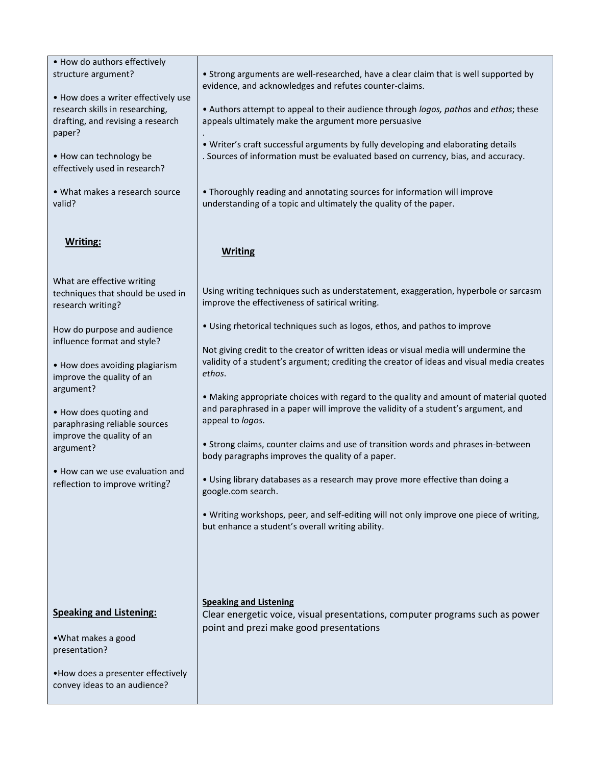| | |
|---|---|
| • How do authors effectively structure argument?<br><br>• How does a writer effectively use research skills in researching, drafting, and revising a research paper?<br><br>• How can technology be effectively used in research?<br><br>• What makes a research source valid? | • Strong arguments are well-researched, have a clear claim that is well supported by evidence, and acknowledges and refutes counter-claims.<br><br>• Authors attempt to appeal to their audience through *logos, pathos* and *ethos*; these appeals ultimately make the argument more persuasive<br>.<br>• Writer's craft successful arguments by fully developing and elaborating details<br>. Sources of information must be evaluated based on currency, bias, and accuracy.<br><br>• Thoroughly reading and annotating sources for information will improve understanding of a topic and ultimately the quality of the paper. |
| **<u>Writing:</u>**<br><br>What are effective writing techniques that should be used in research writing?<br><br>How do purpose and audience influence format and style?<br><br>• How does avoiding plagiarism improve the quality of an argument?<br><br>• How does quoting and paraphrasing reliable sources improve the quality of an argument?<br><br>• How can we use evaluation and reflection to improve writing? | **<u>Writing</u>**<br><br>Using writing techniques such as understatement, exaggeration, hyperbole or sarcasm improve the effectiveness of satirical writing.<br><br>• Using rhetorical techniques such as logos, ethos, and pathos to improve<br><br>Not giving credit to the creator of written ideas or visual media will undermine the validity of a student's argument; crediting the creator of ideas and visual media creates *ethos*.<br><br>• Making appropriate choices with regard to the quality and amount of material quoted and paraphrased in a paper will improve the validity of a student's argument, and appeal to *logos*.<br><br>• Strong claims, counter claims and use of transition words and phrases in-between body paragraphs improves the quality of a paper.<br><br>• Using library databases as a research may prove more effective than doing a google.com search.<br><br>• Writing workshops, peer, and self-editing will not only improve one piece of writing, but enhance a student's overall writing ability. |
| **<u>Speaking and Listening:</u>**<br><br>•What makes a good presentation?<br><br>•How does a presenter effectively convey ideas to an audience? | **<u>Speaking and Listening</u>**<br>Clear energetic voice, visual presentations, computer programs such as power point and prezi make good presentations |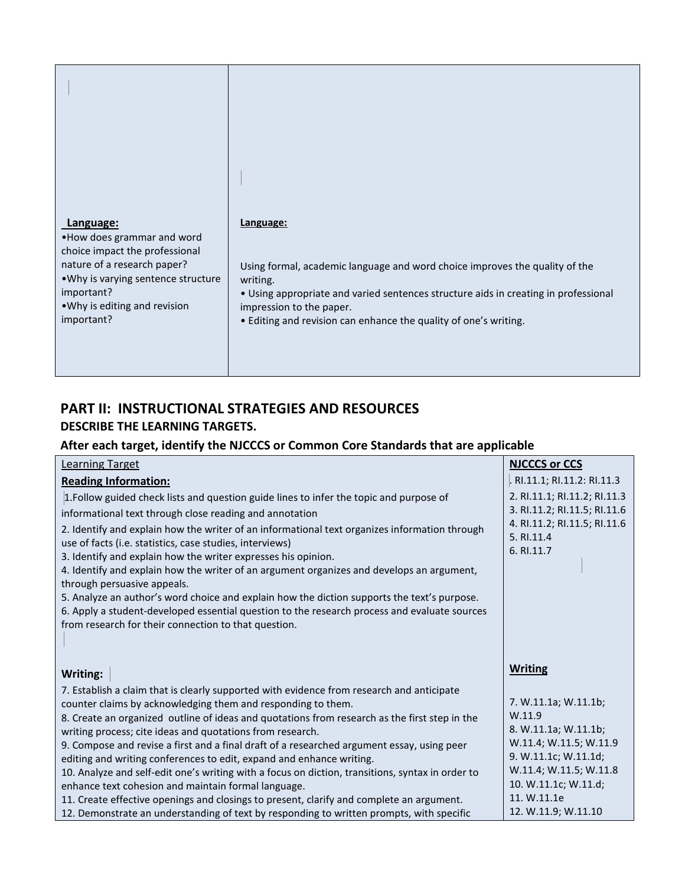| Language: | Language: |
|---|---|
| •How does grammar and word choice impact the professional nature of a research paper?<br>•Why is varying sentence structure important?<br>•Why is editing and revision important? | Using formal, academic language and word choice improves the quality of the writing.<br>• Using appropriate and varied sentences structure aids in creating in professional impression to the paper.<br>• Editing and revision can enhance the quality of one's writing. |

## PART II: INSTRUCTIONAL STRATEGIES AND RESOURCES

### DESCRIBE THE LEARNING TARGETS.

### After each target, identify the NJCCCS or Common Core Standards that are applicable

| Learning Target | NJCCCS or CCS |
|---|---|
| **Reading Information:** | |
| 1.Follow guided check lists and question guide lines to infer the topic and purpose of informational text through close reading and annotation | . RI.11.1; RI.11.2: RI.11.3 |
| 2. Identify and explain how the writer of an informational text organizes information through use of facts (i.e. statistics, case studies, interviews) | 2. RI.11.1; RI.11.2; RI.11.3 |
| 3. Identify and explain how the writer expresses his opinion. | 3. RI.11.2; RI.11.5; RI.11.6 |
| 4. Identify and explain how the writer of an argument organizes and develops an argument, through persuasive appeals. | 4. RI.11.2; RI.11.5; RI.11.6 |
| 5. Analyze an author's word choice and explain how the diction supports the text's purpose. | 5. RI.11.4 |
| 6. Apply a student-developed essential question to the research process and evaluate sources from research for their connection to that question. | 6. RI.11.7 |
| **Writing:** | **Writing** |
| 7. Establish a claim that is clearly supported with evidence from research and anticipate counter claims by acknowledging them and responding to them. | 7. W.11.1a; W.11.1b; W.11.9 |
| 8. Create an organized outline of ideas and quotations from research as the first step in the writing process; cite ideas and quotations from research. | 8. W.11.1a; W.11.1b; W.11.4; W.11.5; W.11.9 |
| 9. Compose and revise a first and a final draft of a researched argument essay, using peer editing and writing conferences to edit, expand and enhance writing. | 9. W.11.1c; W.11.1d; W.11.4; W.11.5; W.11.8 |
| 10. Analyze and self-edit one's writing with a focus on diction, transitions, syntax in order to enhance text cohesion and maintain formal language. | 10. W.11.1c; W.11.d; |
| 11. Create effective openings and closings to present, clarify and complete an argument. | 11. W.11.1e |
| 12. Demonstrate an understanding of text by responding to written prompts, with specific | 12. W.11.9; W.11.10 |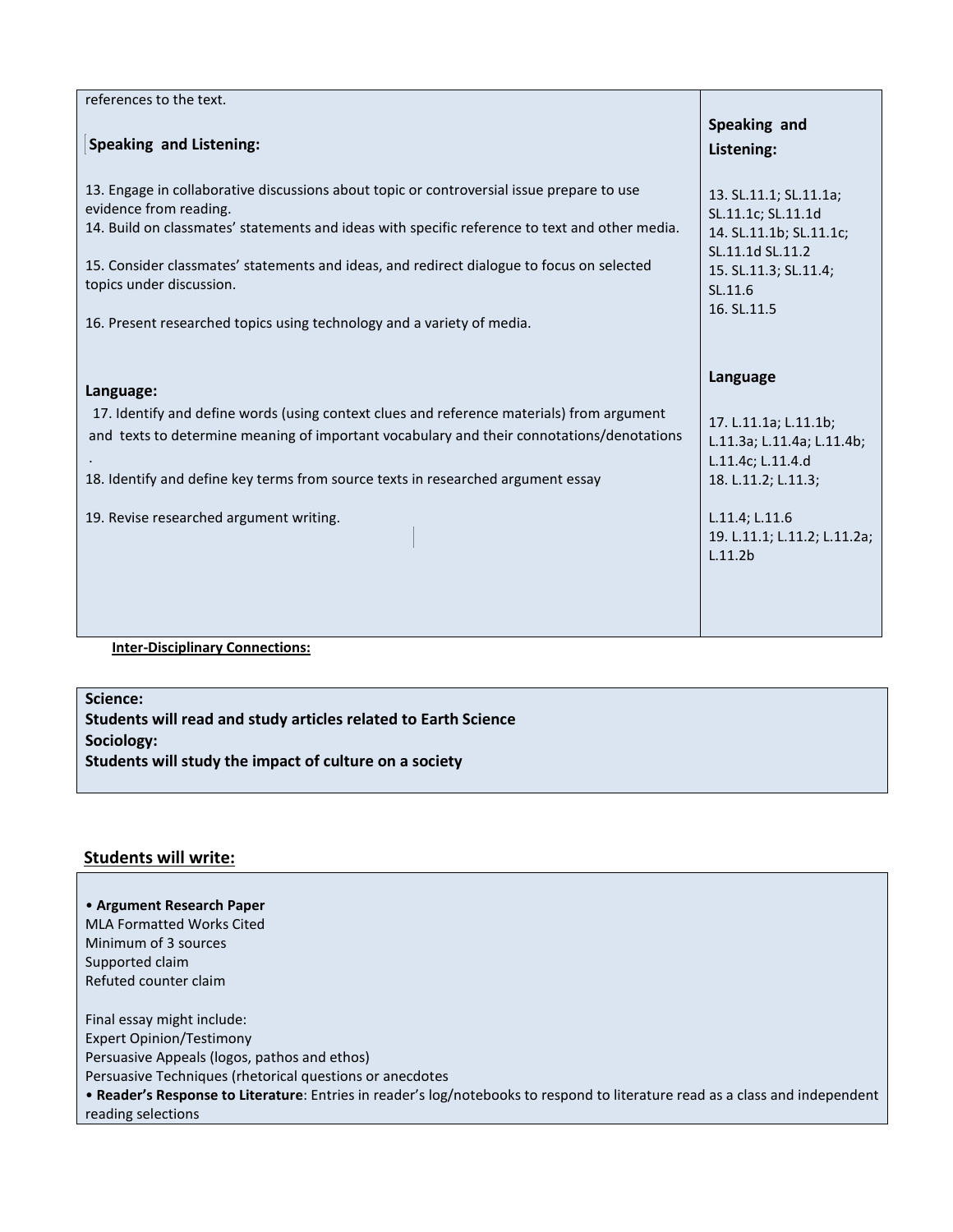| | |
|---|---|
| references to the text.<br><br>**Speaking and Listening:**<br><br>13. Engage in collaborative discussions about topic or controversial issue prepare to use evidence from reading.<br>14. Build on classmates' statements and ideas with specific reference to text and other media.<br><br>15. Consider classmates' statements and ideas, and redirect dialogue to focus on selected topics under discussion.<br><br>16. Present researched topics using technology and a variety of media. | **Speaking and Listening:**<br><br>13. SL.11.1; SL.11.1a; SL.11.1c; SL.11.1d<br>14. SL.11.1b; SL.11.1c; SL.11.1d SL.11.2<br>15. SL.11.3; SL.11.4; SL.11.6<br>16. SL.11.5 |
| **Language:**<br>17. Identify and define words (using context clues and reference materials) from argument and texts to determine meaning of important vocabulary and their connotations/denotations .<br>18. Identify and define key terms from source texts in researched argument essay<br><br>19. Revise researched argument writing. | **Language**<br><br>17. L.11.1a; L.11.1b; L.11.3a; L.11.4a; L.11.4b; L.11.4c; L.11.4.d<br>18. L.11.2; L.11.3;<br><br>L.11.4; L.11.6<br>19. L.11.1; L.11.2; L.11.2a; L.11.2b |

**Inter-Disciplinary Connections:**

**Science:**
**Students will read and study articles related to Earth Science**
**Sociology:**
**Students will study the impact of culture on a society**

## Students will write:

• **Argument Research Paper**
MLA Formatted Works Cited
Minimum of 3 sources
Supported claim
Refuted counter claim

Final essay might include:
Expert Opinion/Testimony
Persuasive Appeals (logos, pathos and ethos)
Persuasive Techniques (rhetorical questions or anecdotes
• **Reader's Response to Literature**: Entries in reader's log/notebooks to respond to literature read as a class and independent reading selections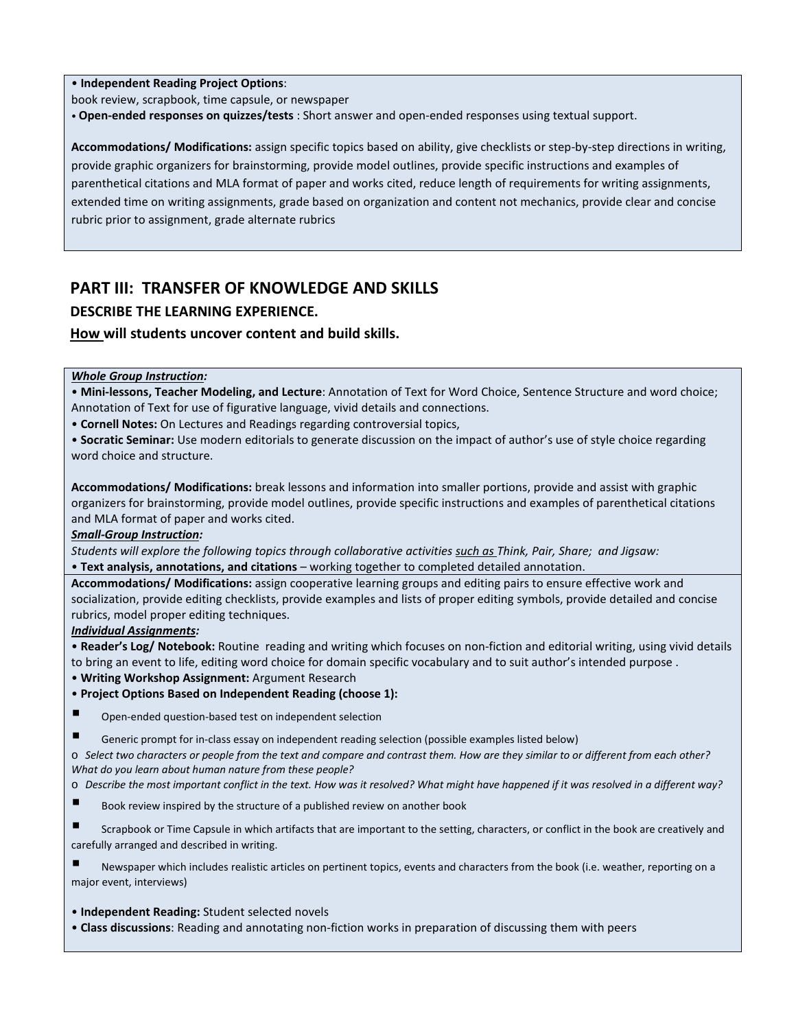• **Independent Reading Project Options**:
book review, scrapbook, time capsule, or newspaper
• **Open-ended responses on quizzes/tests** : Short answer and open-ended responses using textual support.

**Accommodations/ Modifications:** assign specific topics based on ability, give checklists or step-by-step directions in writing, provide graphic organizers for brainstorming, provide model outlines, provide specific instructions and examples of parenthetical citations and MLA format of paper and works cited, reduce length of requirements for writing assignments, extended time on writing assignments, grade based on organization and content not mechanics, provide clear and concise rubric prior to assignment, grade alternate rubrics

## PART III: TRANSFER OF KNOWLEDGE AND SKILLS

### DESCRIBE THE LEARNING EXPERIENCE.

### How will students uncover content and build skills.

***Whole Group Instruction:***
• **Mini-lessons, Teacher Modeling, and Lecture**: Annotation of Text for Word Choice, Sentence Structure and word choice; Annotation of Text for use of figurative language, vivid details and connections.
• **Cornell Notes:** On Lectures and Readings regarding controversial topics,
• **Socratic Seminar:** Use modern editorials to generate discussion on the impact of author's use of style choice regarding word choice and structure.

**Accommodations/ Modifications:** break lessons and information into smaller portions, provide and assist with graphic organizers for brainstorming, provide model outlines, provide specific instructions and examples of parenthetical citations and MLA format of paper and works cited.

***Small-Group Instruction:***
*Students will explore the following topics through collaborative activities such as Think, Pair, Share; and Jigsaw:*
• **Text analysis, annotations, and citations** – working together to completed detailed annotation.

**Accommodations/ Modifications:** assign cooperative learning groups and editing pairs to ensure effective work and socialization, provide editing checklists, provide examples and lists of proper editing symbols, provide detailed and concise rubrics, model proper editing techniques.

***Individual Assignments:***
• **Reader's Log/ Notebook:** Routine reading and writing which focuses on non-fiction and editorial writing, using vivid details to bring an event to life, editing word choice for domain specific vocabulary and to suit author's intended purpose .
• **Writing Workshop Assignment:** Argument Research
• **Project Options Based on Independent Reading (choose 1):**

- Open-ended question-based test on independent selection
- Generic prompt for in-class essay on independent reading selection (possible examples listed below)
  - *Select two characters or people from the text and compare and contrast them. How are they similar to or different from each other? What do you learn about human nature from these people?*
  - *Describe the most important conflict in the text. How was it resolved? What might have happened if it was resolved in a different way?*
- Book review inspired by the structure of a published review on another book
- Scrapbook or Time Capsule in which artifacts that are important to the setting, characters, or conflict in the book are creatively and carefully arranged and described in writing.
- Newspaper which includes realistic articles on pertinent topics, events and characters from the book (i.e. weather, reporting on a major event, interviews)

• **Independent Reading:** Student selected novels
• **Class discussions**: Reading and annotating non-fiction works in preparation of discussing them with peers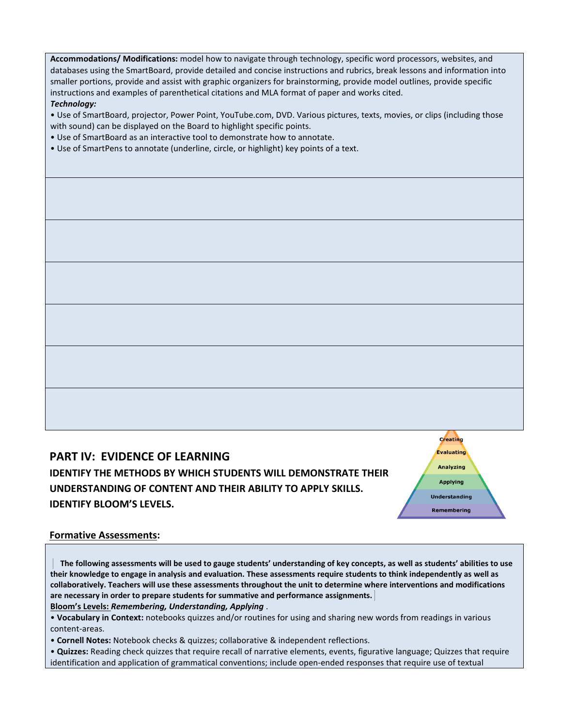**Accommodations/ Modifications:** model how to navigate through technology, specific word processors, websites, and databases using the SmartBoard, provide detailed and concise instructions and rubrics, break lessons and information into smaller portions, provide and assist with graphic organizers for brainstorming, provide model outlines, provide specific instructions and examples of parenthetical citations and MLA format of paper and works cited.

***Technology:***

- Use of SmartBoard, projector, Power Point, YouTube.com, DVD. Various pictures, texts, movies, or clips (including those with sound) can be displayed on the Board to highlight specific points.
- Use of SmartBoard as an interactive tool to demonstrate how to annotate.
- Use of SmartPens to annotate (underline, circle, or highlight) key points of a text.

## PART IV: EVIDENCE OF LEARNING

### IDENTIFY THE METHODS BY WHICH STUDENTS WILL DEMONSTRATE THEIR UNDERSTANDING OF CONTENT AND THEIR ABILITY TO APPLY SKILLS. IDENTIFY BLOOM'S LEVELS.

Creating
Evaluating
Analyzing
Applying
Understanding
Remembering

**Formative Assessments:**

**The following assessments will be used to gauge students' understanding of key concepts, as well as students' abilities to use their knowledge to engage in analysis and evaluation. These assessments require students to think independently as well as collaboratively. Teachers will use these assessments throughout the unit to determine where interventions and modifications are necessary in order to prepare students for summative and performance assignments.**

**Bloom's Levels:** ***Remembering, Understanding, Applying*** .

- **Vocabulary in Context:** notebooks quizzes and/or routines for using and sharing new words from readings in various content-areas.
- **Cornell Notes:** Notebook checks & quizzes; collaborative & independent reflections.
- **Quizzes:** Reading check quizzes that require recall of narrative elements, events, figurative language; Quizzes that require identification and application of grammatical conventions; include open-ended responses that require use of textual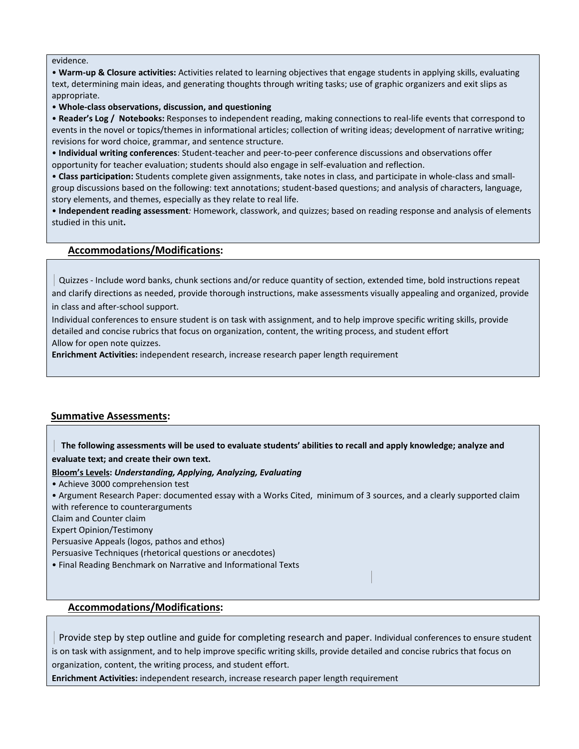evidence.

- **Warm-up & Closure activities:** Activities related to learning objectives that engage students in applying skills, evaluating text, determining main ideas, and generating thoughts through writing tasks; use of graphic organizers and exit slips as appropriate.
- **Whole-class observations, discussion, and questioning**
- **Reader's Log / Notebooks:** Responses to independent reading, making connections to real-life events that correspond to events in the novel or topics/themes in informational articles; collection of writing ideas; development of narrative writing; revisions for word choice, grammar, and sentence structure.
- **Individual writing conferences**: Student-teacher and peer-to-peer conference discussions and observations offer opportunity for teacher evaluation; students should also engage in self-evaluation and reflection.
- **Class participation:** Students complete given assignments, take notes in class, and participate in whole-class and small-group discussions based on the following: text annotations; student-based questions; and analysis of characters, language, story elements, and themes, especially as they relate to real life.
- **Independent reading assessment***:* Homework, classwork, and quizzes; based on reading response and analysis of elements studied in this unit**.**

## Accommodations/Modifications:

Quizzes - Include word banks, chunk sections and/or reduce quantity of section, extended time, bold instructions repeat and clarify directions as needed, provide thorough instructions, make assessments visually appealing and organized, provide in class and after-school support.

Individual conferences to ensure student is on task with assignment, and to help improve specific writing skills, provide detailed and concise rubrics that focus on organization, content, the writing process, and student effort

Allow for open note quizzes.

**Enrichment Activities:** independent research, increase research paper length requirement

## Summative Assessments:

**The following assessments will be used to evaluate students' abilities to recall and apply knowledge; analyze and evaluate text; and create their own text.**

**Bloom's Levels:** ***Understanding, Applying, Analyzing, Evaluating***

- Achieve 3000 comprehension test
- Argument Research Paper: documented essay with a Works Cited, minimum of 3 sources, and a clearly supported claim with reference to counterarguments

Claim and Counter claim

Expert Opinion/Testimony

Persuasive Appeals (logos, pathos and ethos)

Persuasive Techniques (rhetorical questions or anecdotes)

- Final Reading Benchmark on Narrative and Informational Texts

## Accommodations/Modifications:

Provide step by step outline and guide for completing research and paper. Individual conferences to ensure student is on task with assignment, and to help improve specific writing skills, provide detailed and concise rubrics that focus on organization, content, the writing process, and student effort.

**Enrichment Activities:** independent research, increase research paper length requirement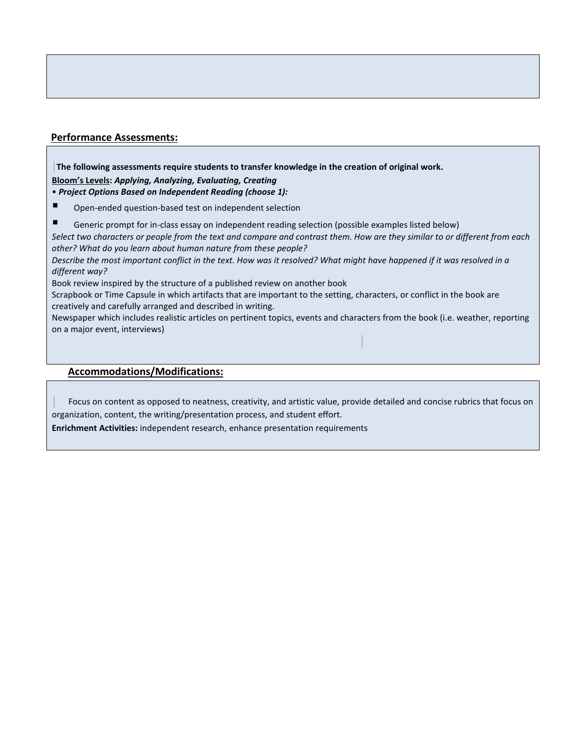## Performance Assessments:

**The following assessments require students to transfer knowledge in the creation of original work.**

**Bloom's Levels: *Applying, Analyzing, Evaluating, Creating***

• ***Project Options Based on Independent Reading (choose 1):***

- Open-ended question-based test on independent selection
- Generic prompt for in-class essay on independent reading selection (possible examples listed below)

*Select two characters or people from the text and compare and contrast them. How are they similar to or different from each other? What do you learn about human nature from these people?*

*Describe the most important conflict in the text. How was it resolved? What might have happened if it was resolved in a different way?*

Book review inspired by the structure of a published review on another book

Scrapbook or Time Capsule in which artifacts that are important to the setting, characters, or conflict in the book are creatively and carefully arranged and described in writing.

Newspaper which includes realistic articles on pertinent topics, events and characters from the book (i.e. weather, reporting on a major event, interviews)

## Accommodations/Modifications:

Focus on content as opposed to neatness, creativity, and artistic value, provide detailed and concise rubrics that focus on organization, content, the writing/presentation process, and student effort.

**Enrichment Activities:** independent research, enhance presentation requirements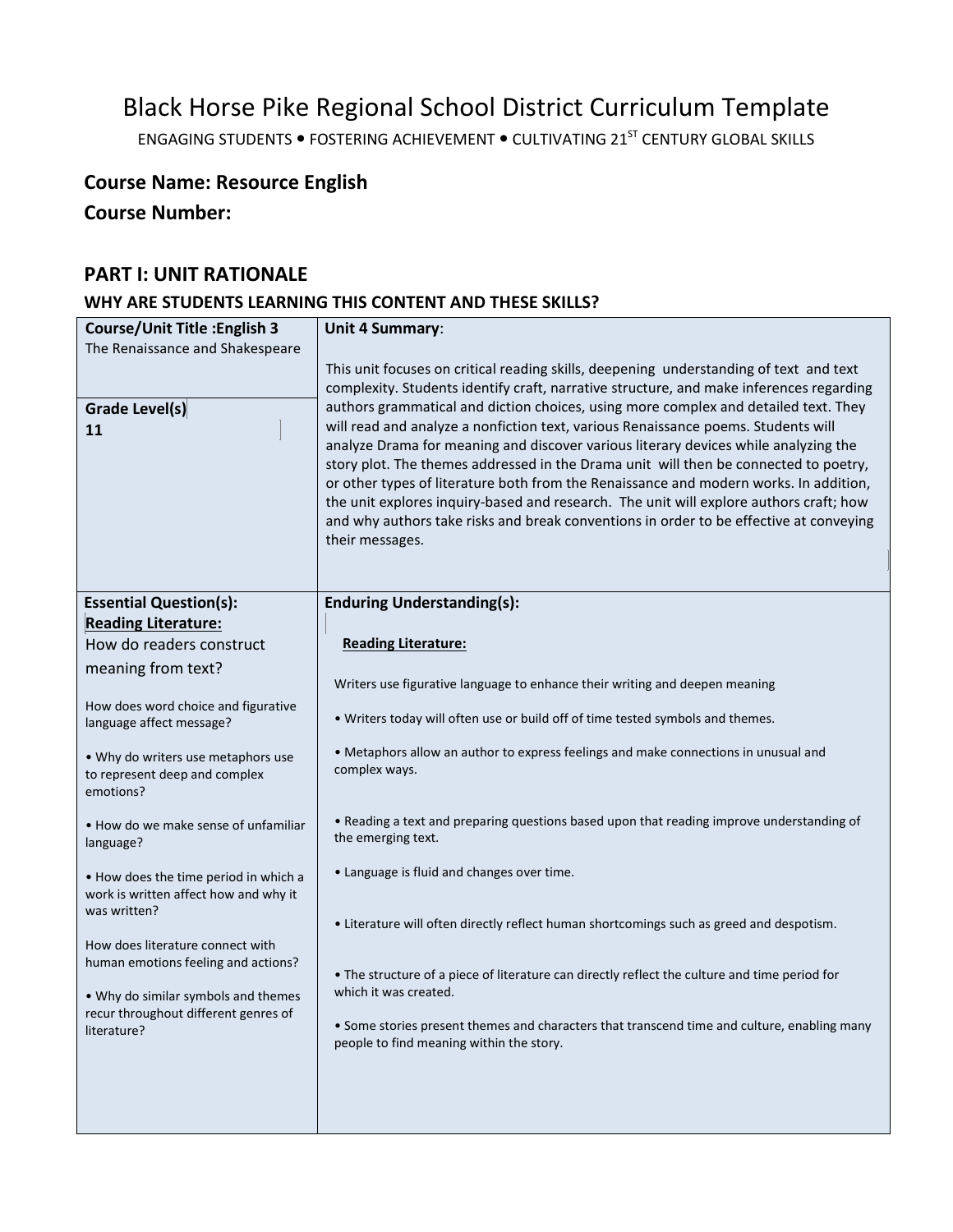# Black Horse Pike Regional School District Curriculum Template

ENGAGING STUDENTS • FOSTERING ACHIEVEMENT • CULTIVATING 21ST CENTURY GLOBAL SKILLS

**Course Name: Resource English**

**Course Number:**

## PART I: UNIT RATIONALE

### WHY ARE STUDENTS LEARNING THIS CONTENT AND THESE SKILLS?

| Course/Unit Title | Unit 4 Summary |
|---|---|
| **Course/Unit Title :English 3**<br>The Renaissance and Shakespeare<br><br>**Grade Level(s)**<br>**11** | **Unit 4 Summary**:<br><br>This unit focuses on critical reading skills, deepening understanding of text and text complexity. Students identify craft, narrative structure, and make inferences regarding authors grammatical and diction choices, using more complex and detailed text. They will read and analyze a nonfiction text, various Renaissance poems. Students will analyze Drama for meaning and discover various literary devices while analyzing the story plot. The themes addressed in the Drama unit will then be connected to poetry, or other types of literature both from the Renaissance and modern works. In addition, the unit explores inquiry-based and research. The unit will explore authors craft; how and why authors take risks and break conventions in order to be effective at conveying their messages. |
| **Essential Question(s):**<br>**Reading Literature:**<br>How do readers construct meaning from text?<br><br>How does word choice and figurative language affect message?<br><br>• Why do writers use metaphors use to represent deep and complex emotions?<br><br>• How do we make sense of unfamiliar language?<br><br>• How does the time period in which a work is written affect how and why it was written?<br><br>How does literature connect with human emotions feeling and actions?<br><br>• Why do similar symbols and themes recur throughout different genres of literature? | **Enduring Understanding(s):**<br><br>**Reading Literature:**<br><br>Writers use figurative language to enhance their writing and deepen meaning<br><br>• Writers today will often use or build off of time tested symbols and themes.<br><br>• Metaphors allow an author to express feelings and make connections in unusual and complex ways.<br><br>• Reading a text and preparing questions based upon that reading improve understanding of the emerging text.<br><br>• Language is fluid and changes over time.<br><br>• Literature will often directly reflect human shortcomings such as greed and despotism.<br><br>• The structure of a piece of literature can directly reflect the culture and time period for which it was created.<br><br>• Some stories present themes and characters that transcend time and culture, enabling many people to find meaning within the story. |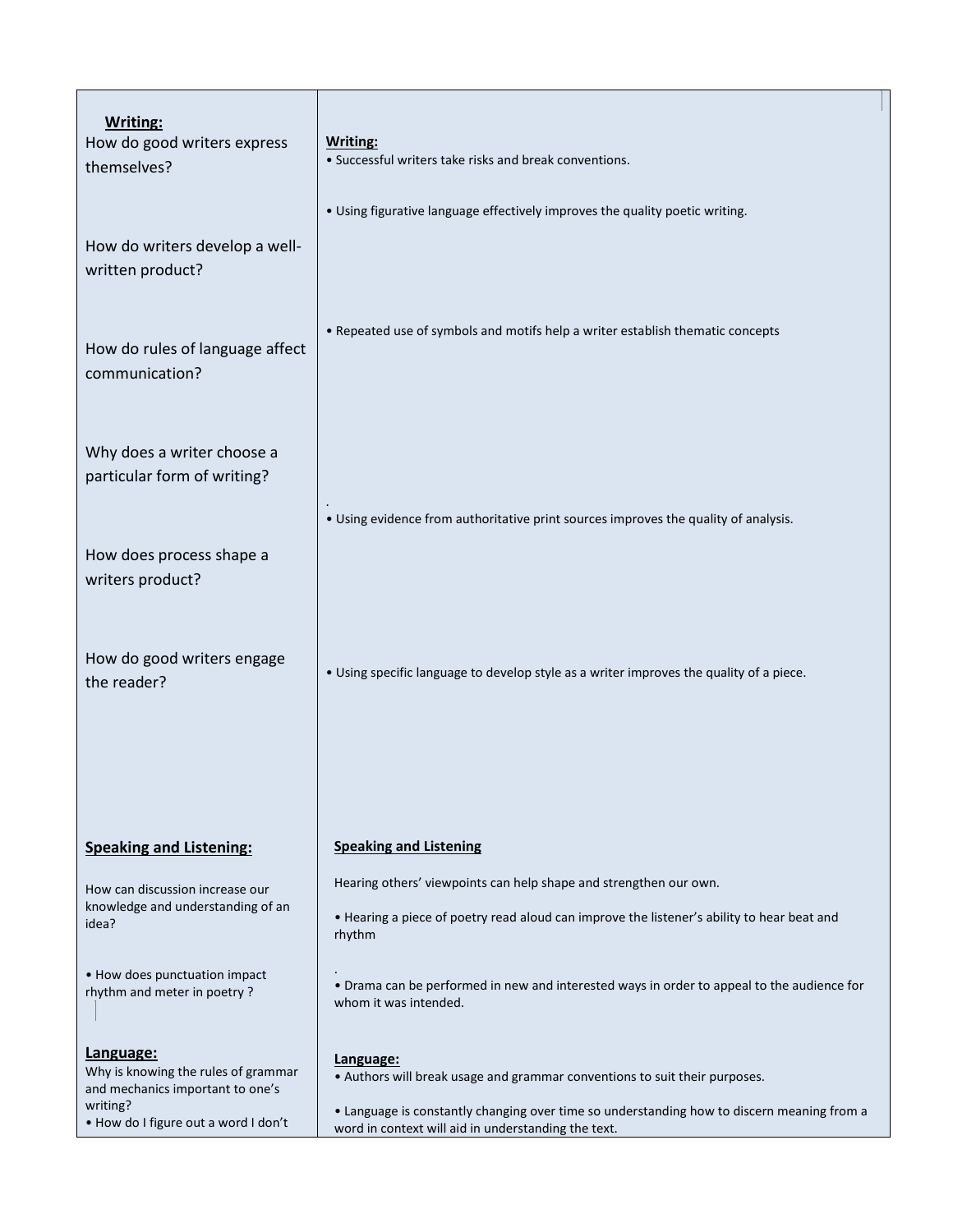| **Writing:** | **Writing:** |
| --- | --- |
| How do good writers express themselves? | • Successful writers take risks and break conventions. |
| | • Using figurative language effectively improves the quality poetic writing. |
| How do writers develop a well-written product? | |
| How do rules of language affect communication? | • Repeated use of symbols and motifs help a writer establish thematic concepts |
| Why does a writer choose a particular form of writing? | . |
| | • Using evidence from authoritative print sources improves the quality of analysis. |
| How does process shape a writers product? | |
| How do good writers engage the reader? | • Using specific language to develop style as a writer improves the quality of a piece. |
| **Speaking and Listening:** | **Speaking and Listening** |
| How can discussion increase our knowledge and understanding of an idea? | Hearing others' viewpoints can help shape and strengthen our own. |
| | • Hearing a piece of poetry read aloud can improve the listener's ability to hear beat and rhythm |
| • How does punctuation impact rhythm and meter in poetry ? | . • Drama can be performed in new and interested ways in order to appeal to the audience for whom it was intended. |
| **Language:** | **Language:** |
| Why is knowing the rules of grammar and mechanics important to one's writing? | • Authors will break usage and grammar conventions to suit their purposes. |
| • How do I figure out a word I don't | • Language is constantly changing over time so understanding how to discern meaning from a word in context will aid in understanding the text. |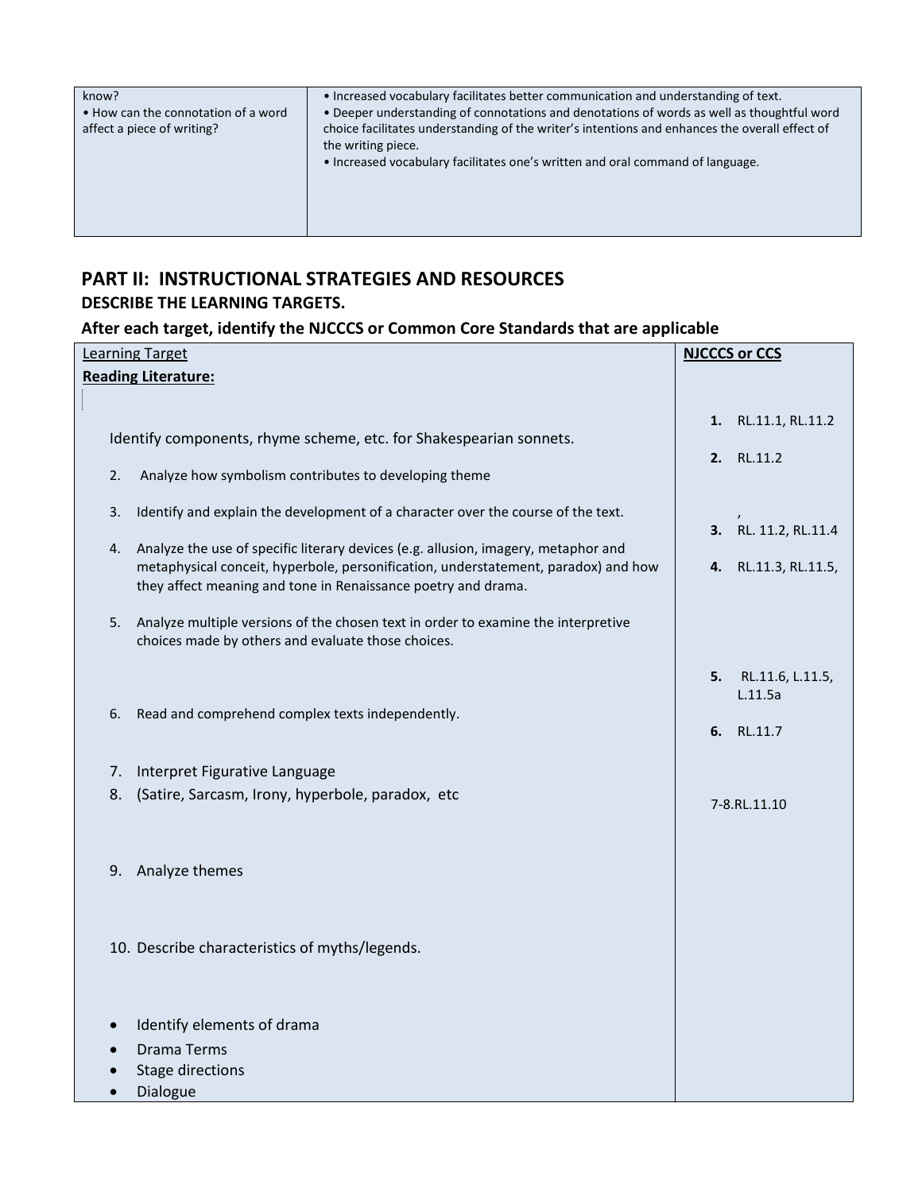| know?<br>• How can the connotation of a word affect a piece of writing? | • Increased vocabulary facilitates better communication and understanding of text.<br>• Deeper understanding of connotations and denotations of words as well as thoughtful word choice facilitates understanding of the writer's intentions and enhances the overall effect of the writing piece.<br>• Increased vocabulary facilitates one's written and oral command of language. |
|---|---|

## PART II: INSTRUCTIONAL STRATEGIES AND RESOURCES

### DESCRIBE THE LEARNING TARGETS.

### After each target, identify the NJCCCS or Common Core Standards that are applicable

| Learning Target | NJCCCS or CCS |
|---|---|
| **Reading Literature:** | |
| Identify components, rhyme scheme, etc. for Shakespearian sonnets. | 1. RL.11.1, RL.11.2 |
| 2. Analyze how symbolism contributes to developing theme | 2. RL.11.2 |
| 3. Identify and explain the development of a character over the course of the text. | 3. RL. 11.2, RL.11.4 |
| 4. Analyze the use of specific literary devices (e.g. allusion, imagery, metaphor and metaphysical conceit, hyperbole, personification, understatement, paradox) and how they affect meaning and tone in Renaissance poetry and drama. | 4. RL.11.3, RL.11.5, |
| 5. Analyze multiple versions of the chosen text in order to examine the interpretive choices made by others and evaluate those choices. | 5. RL.11.6, L.11.5, L.11.5a |
| 6. Read and comprehend complex texts independently. | 6. RL.11.7 |
| 7. Interpret Figurative Language<br>8. (Satire, Sarcasm, Irony, hyperbole, paradox, etc | 7-8.RL.11.10 |
| 9. Analyze themes | |
| 10. Describe characteristics of myths/legends. | |
| • Identify elements of drama<br>• Drama Terms<br>• Stage directions<br>• Dialogue | |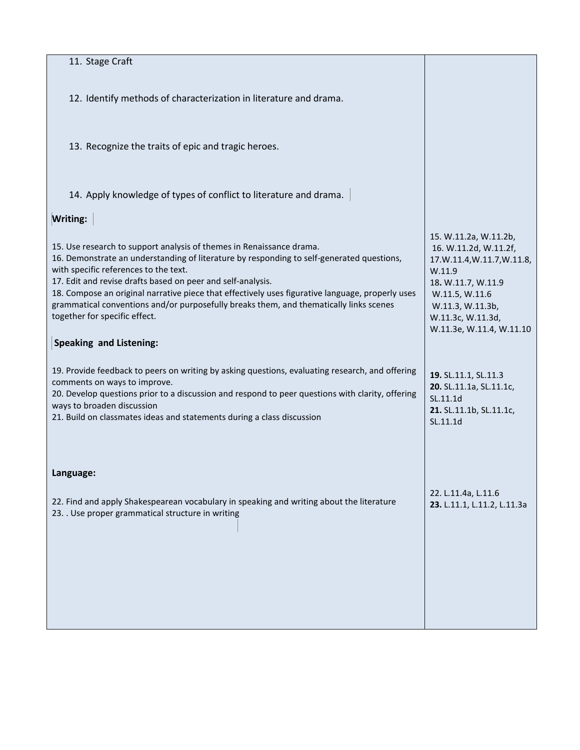| | |
|---|---|
| 11. Stage Craft<br><br>12. Identify methods of characterization in literature and drama.<br><br>13. Recognize the traits of epic and tragic heroes.<br><br>14. Apply knowledge of types of conflict to literature and drama. | |
| **Writing:**<br><br>15. Use research to support analysis of themes in Renaissance drama.<br>16. Demonstrate an understanding of literature by responding to self-generated questions, with specific references to the text.<br>17. Edit and revise drafts based on peer and self-analysis.<br>18. Compose an original narrative piece that effectively uses figurative language, properly uses grammatical conventions and/or purposefully breaks them, and thematically links scenes together for specific effect. | 15. W.11.2a, W.11.2b,<br>16. W.11.2d, W.11.2f,<br>17.W.11.4,W.11.7,W.11.8, W.11.9<br>18. W.11.7, W.11.9<br>W.11.5, W.11.6<br>W.11.3, W.11.3b, W.11.3c, W.11.3d, W.11.3e, W.11.4, W.11.10 |
| **Speaking and Listening:**<br><br>19. Provide feedback to peers on writing by asking questions, evaluating research, and offering comments on ways to improve.<br>20. Develop questions prior to a discussion and respond to peer questions with clarity, offering ways to broaden discussion<br>21. Build on classmates ideas and statements during a class discussion | **19.** SL.11.1, SL.11.3<br>**20.** SL.11.1a, SL.11.1c, SL.11.1d<br>**21.** SL.11.1b, SL.11.1c, SL.11.1d |
| **Language:**<br><br>22. Find and apply Shakespearean vocabulary in speaking and writing about the literature<br>23. . Use proper grammatical structure in writing | 22. L.11.4a, L.11.6<br>**23.** L.11.1, L.11.2, L.11.3a |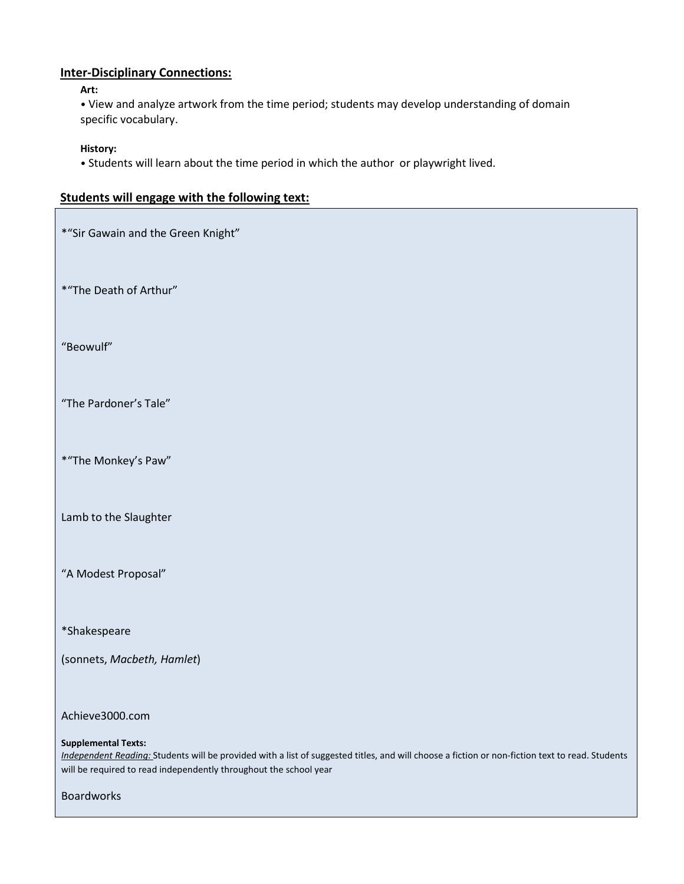## Inter-Disciplinary Connections:

**Art:**

• View and analyze artwork from the time period; students may develop understanding of domain specific vocabulary.

**History:**

• Students will learn about the time period in which the author or playwright lived.

## Students will engage with the following text:

*"Sir Gawain and the Green Knight"

*"The Death of Arthur"

"Beowulf"

"The Pardoner's Tale"

*"The Monkey's Paw"

Lamb to the Slaughter

"A Modest Proposal"

*Shakespeare

(sonnets, *Macbeth, Hamlet*)

Achieve3000.com

**Supplemental Texts:**

*Independent Reading:* Students will be provided with a list of suggested titles, and will choose a fiction or non-fiction text to read. Students will be required to read independently throughout the school year

Boardworks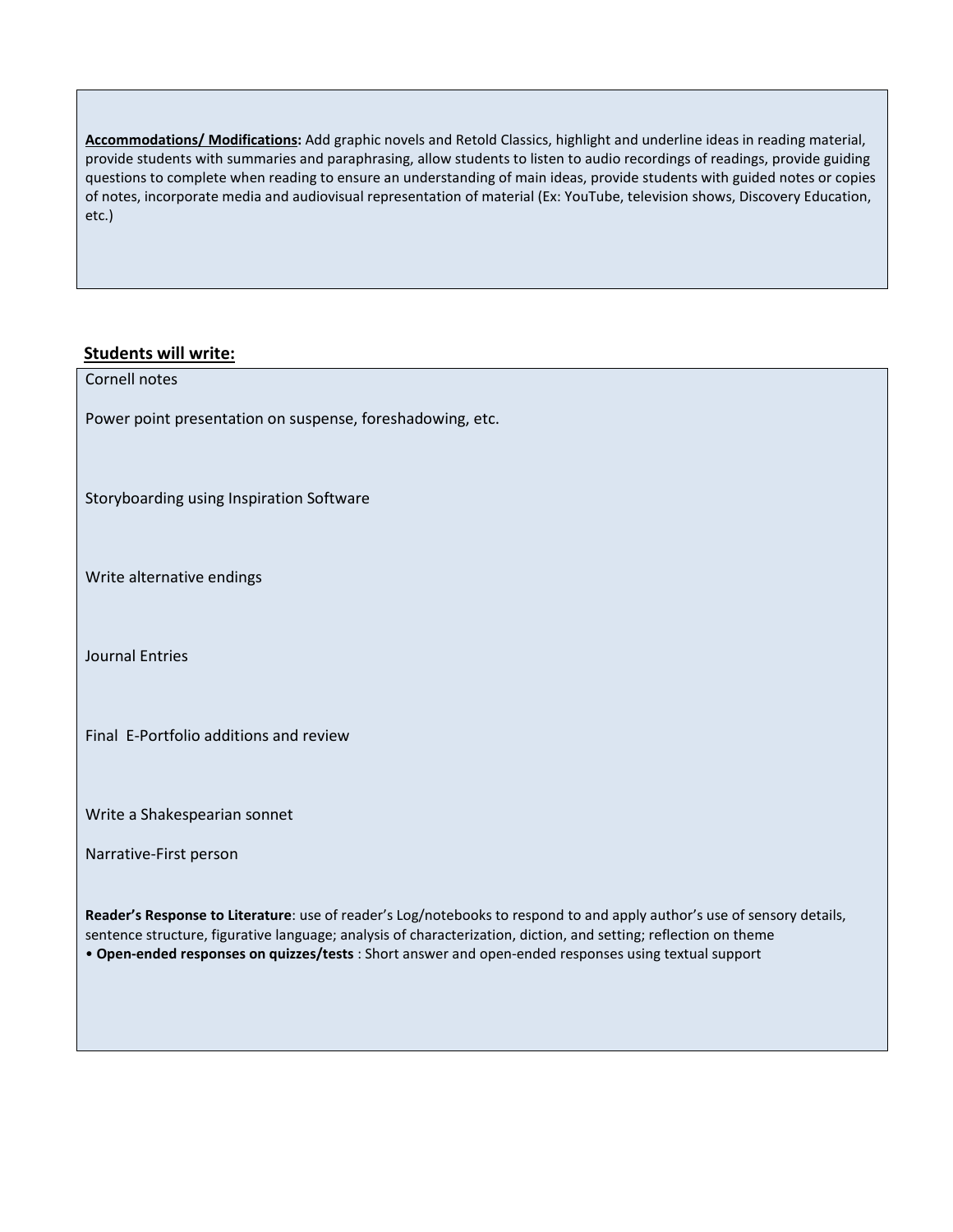**Accommodations/ Modifications:** Add graphic novels and Retold Classics, highlight and underline ideas in reading material, provide students with summaries and paraphrasing, allow students to listen to audio recordings of readings, provide guiding questions to complete when reading to ensure an understanding of main ideas, provide students with guided notes or copies of notes, incorporate media and audiovisual representation of material (Ex: YouTube, television shows, Discovery Education, etc.)

**Students will write:**

Cornell notes

Power point presentation on suspense, foreshadowing, etc.

Storyboarding using Inspiration Software

Write alternative endings

Journal Entries

Final E-Portfolio additions and review

Write a Shakespearian sonnet

Narrative-First person

**Reader's Response to Literature**: use of reader's Log/notebooks to respond to and apply author's use of sensory details, sentence structure, figurative language; analysis of characterization, diction, and setting; reflection on theme

• **Open-ended responses on quizzes/tests** : Short answer and open-ended responses using textual support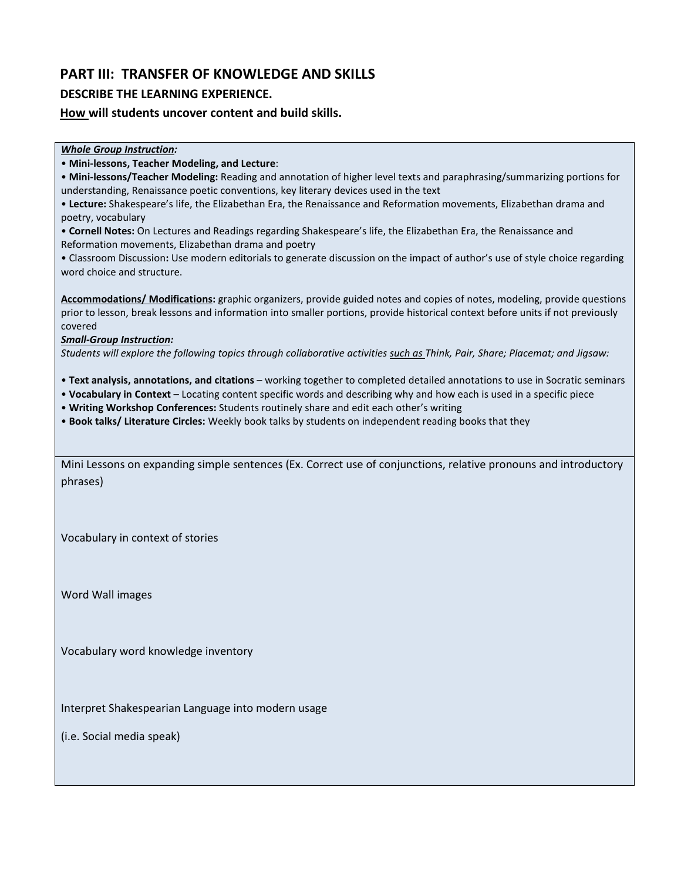## PART III: TRANSFER OF KNOWLEDGE AND SKILLS

### DESCRIBE THE LEARNING EXPERIENCE.

### How will students uncover content and build skills.

***Whole Group Instruction:***

- **Mini-lessons, Teacher Modeling, and Lecture**:
- **Mini-lessons/Teacher Modeling:** Reading and annotation of higher level texts and paraphrasing/summarizing portions for understanding, Renaissance poetic conventions, key literary devices used in the text
- **Lecture:** Shakespeare's life, the Elizabethan Era, the Renaissance and Reformation movements, Elizabethan drama and poetry, vocabulary
- **Cornell Notes:** On Lectures and Readings regarding Shakespeare's life, the Elizabethan Era, the Renaissance and Reformation movements, Elizabethan drama and poetry
- Classroom Discussion**:** Use modern editorials to generate discussion on the impact of author's use of style choice regarding word choice and structure.

**Accommodations/ Modifications:** graphic organizers, provide guided notes and copies of notes, modeling, provide questions prior to lesson, break lessons and information into smaller portions, provide historical context before units if not previously covered

***Small-Group Instruction:***

*Students will explore the following topics through collaborative activities such as Think, Pair, Share; Placemat; and Jigsaw:*

- **Text analysis, annotations, and citations** – working together to completed detailed annotations to use in Socratic seminars
- **Vocabulary in Context** – Locating content specific words and describing why and how each is used in a specific piece
- **Writing Workshop Conferences:** Students routinely share and edit each other's writing
- **Book talks/ Literature Circles:** Weekly book talks by students on independent reading books that they

---

Mini Lessons on expanding simple sentences (Ex. Correct use of conjunctions, relative pronouns and introductory phrases)

Vocabulary in context of stories

Word Wall images

Vocabulary word knowledge inventory

Interpret Shakespearian Language into modern usage

(i.e. Social media speak)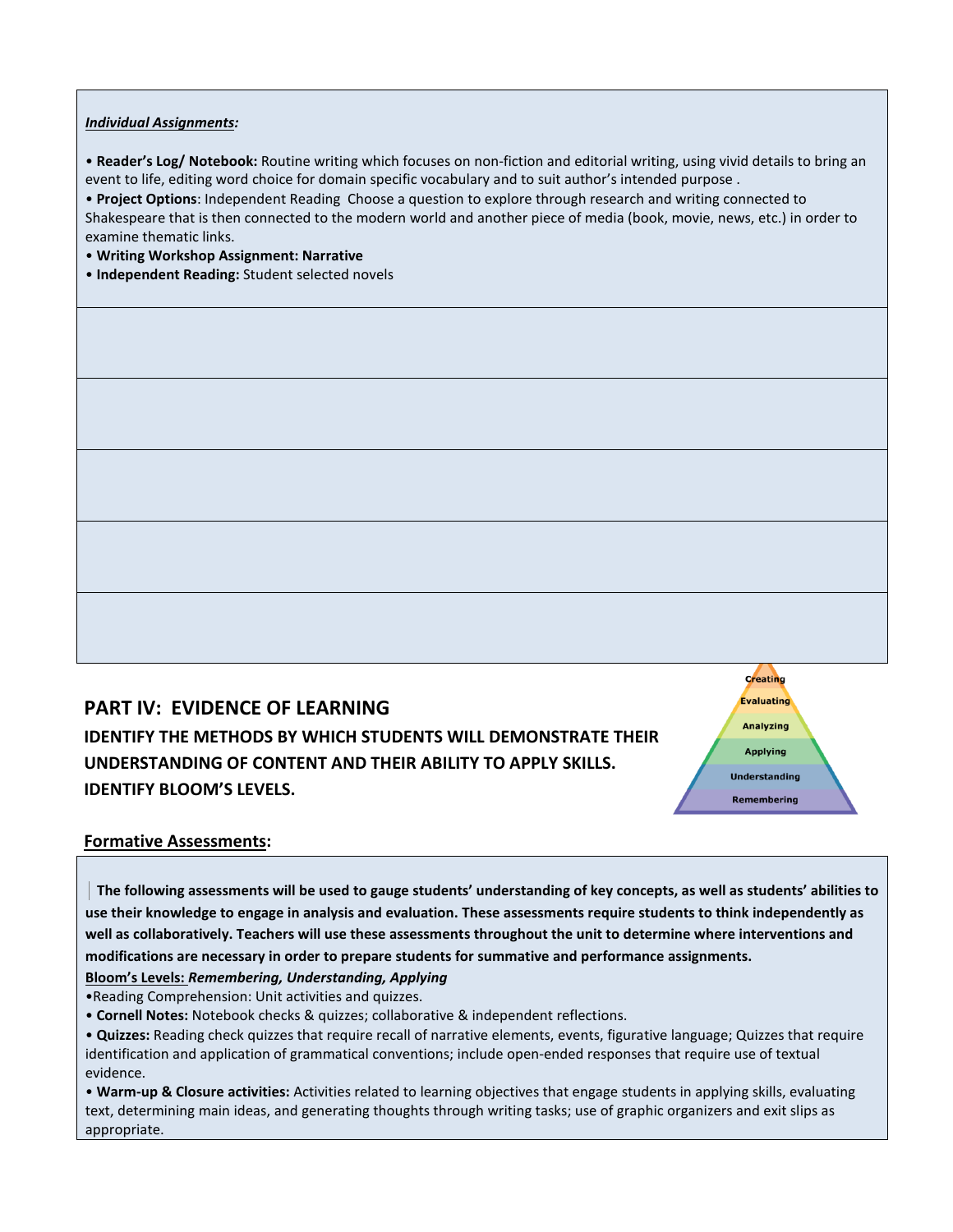***Individual Assignments:***

• **Reader's Log/ Notebook:** Routine writing which focuses on non-fiction and editorial writing, using vivid details to bring an event to life, editing word choice for domain specific vocabulary and to suit author's intended purpose .
• **Project Options**: Independent Reading Choose a question to explore through research and writing connected to Shakespeare that is then connected to the modern world and another piece of media (book, movie, news, etc.) in order to examine thematic links.
• **Writing Workshop Assignment: Narrative**
• **Independent Reading:** Student selected novels

## PART IV: EVIDENCE OF LEARNING

**IDENTIFY THE METHODS BY WHICH STUDENTS WILL DEMONSTRATE THEIR UNDERSTANDING OF CONTENT AND THEIR ABILITY TO APPLY SKILLS. IDENTIFY BLOOM'S LEVELS.**

Creating
Evaluating
Analyzing
Applying
Understanding
Remembering

**Formative Assessments:**

**The following assessments will be used to gauge students' understanding of key concepts, as well as students' abilities to use their knowledge to engage in analysis and evaluation. These assessments require students to think independently as well as collaboratively. Teachers will use these assessments throughout the unit to determine where interventions and modifications are necessary in order to prepare students for summative and performance assignments.**

**Bloom's Levels:** ***Remembering, Understanding, Applying***

•Reading Comprehension: Unit activities and quizzes.
• **Cornell Notes:** Notebook checks & quizzes; collaborative & independent reflections.
• **Quizzes:** Reading check quizzes that require recall of narrative elements, events, figurative language; Quizzes that require identification and application of grammatical conventions; include open-ended responses that require use of textual evidence.
• **Warm-up & Closure activities:** Activities related to learning objectives that engage students in applying skills, evaluating text, determining main ideas, and generating thoughts through writing tasks; use of graphic organizers and exit slips as appropriate.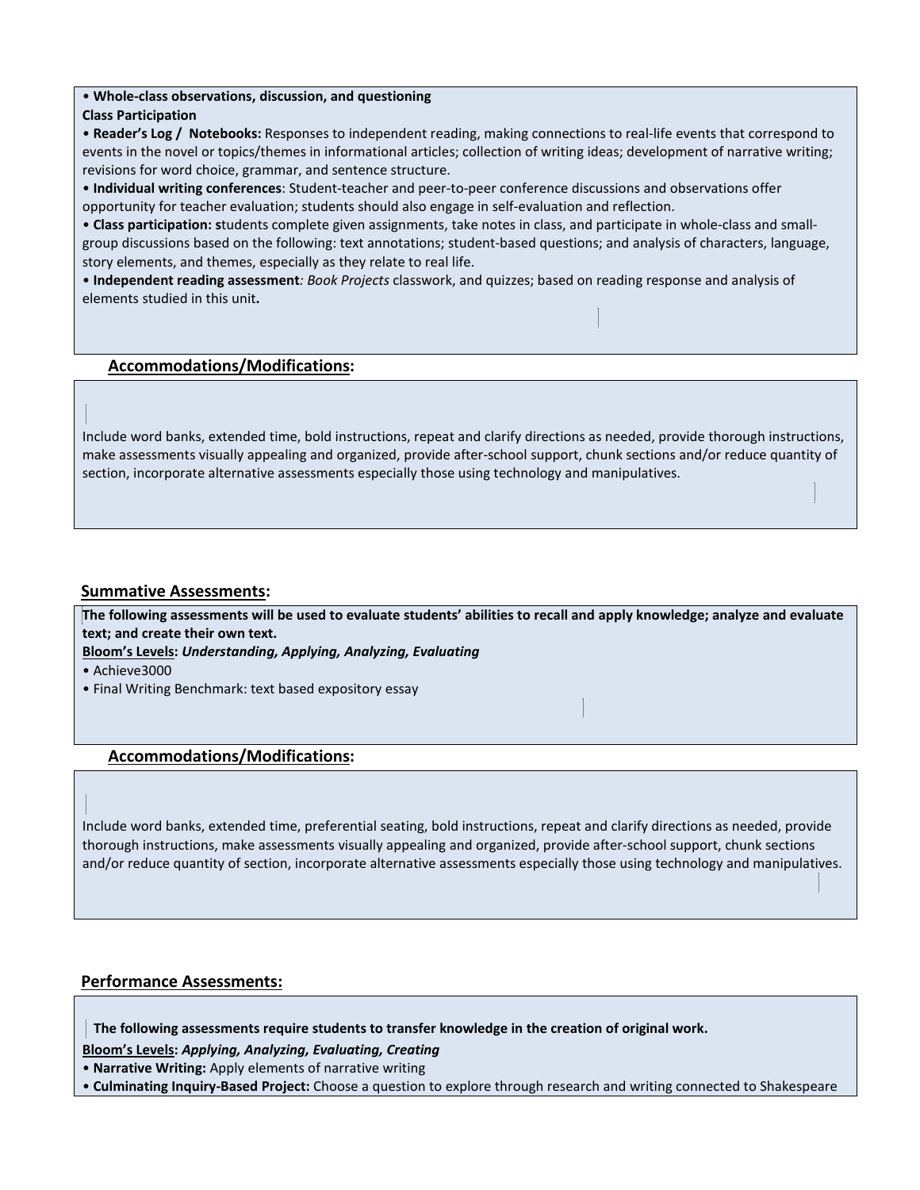• **Whole-class observations, discussion, and questioning**

**Class Participation**

• **Reader's Log / Notebooks:** Responses to independent reading, making connections to real-life events that correspond to events in the novel or topics/themes in informational articles; collection of writing ideas; development of narrative writing; revisions for word choice, grammar, and sentence structure.

• **Individual writing conferences**: Student-teacher and peer-to-peer conference discussions and observations offer opportunity for teacher evaluation; students should also engage in self-evaluation and reflection.

• **Class participation: s**tudents complete given assignments, take notes in class, and participate in whole-class and small-group discussions based on the following: text annotations; student-based questions; and analysis of characters, language, story elements, and themes, especially as they relate to real life.

• **Independent reading assessment***: Book Projects* classwork, and quizzes; based on reading response and analysis of elements studied in this unit**.**

## Accommodations/Modifications:

Include word banks, extended time, bold instructions, repeat and clarify directions as needed, provide thorough instructions, make assessments visually appealing and organized, provide after-school support, chunk sections and/or reduce quantity of section, incorporate alternative assessments especially those using technology and manipulatives.

## Summative Assessments:

**The following assessments will be used to evaluate students' abilities to recall and apply knowledge; analyze and evaluate text; and create their own text.**

**Bloom's Levels:** ***Understanding, Applying, Analyzing, Evaluating***

• Achieve3000

• Final Writing Benchmark: text based expository essay

## Accommodations/Modifications:

Include word banks, extended time, preferential seating, bold instructions, repeat and clarify directions as needed, provide thorough instructions, make assessments visually appealing and organized, provide after-school support, chunk sections and/or reduce quantity of section, incorporate alternative assessments especially those using technology and manipulatives.

## Performance Assessments:

**The following assessments require students to transfer knowledge in the creation of original work.**

**Bloom's Levels:** ***Applying, Analyzing, Evaluating, Creating***

• **Narrative Writing:** Apply elements of narrative writing

• **Culminating Inquiry-Based Project:** Choose a question to explore through research and writing connected to Shakespeare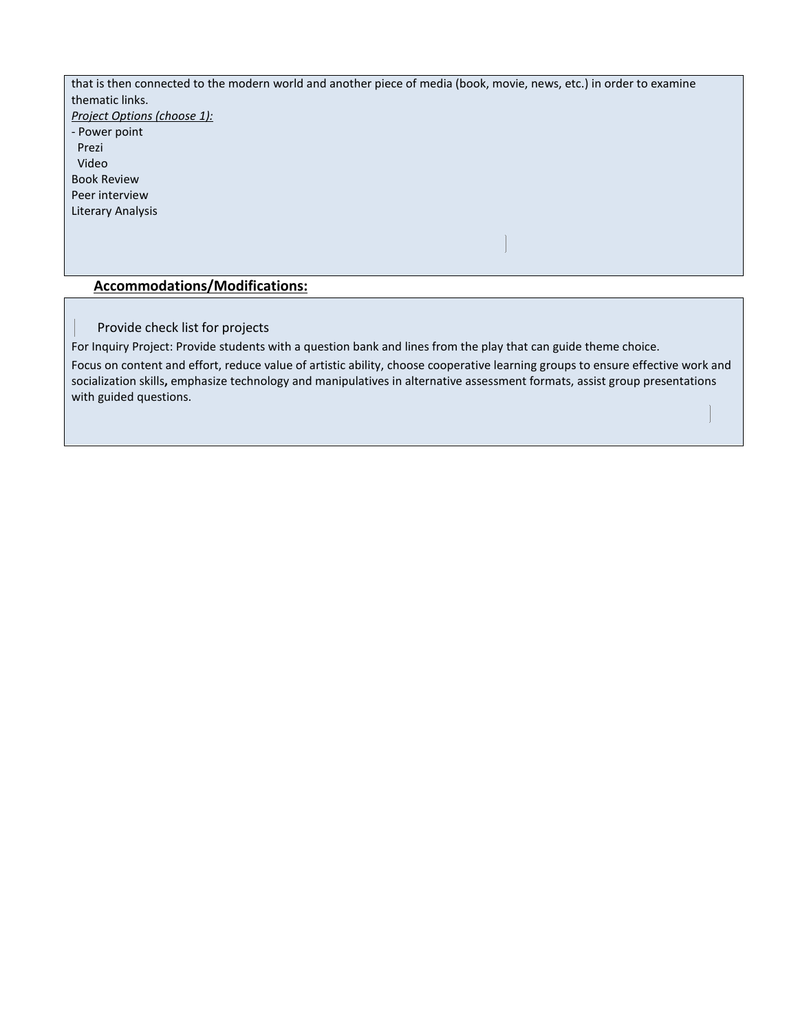that is then connected to the modern world and another piece of media (book, movie, news, etc.) in order to examine thematic links.

*Project Options (choose 1):*

- Power point
- Prezi
- Video
- Book Review
- Peer interview
- Literary Analysis

### Accommodations/Modifications:

Provide check list for projects

For Inquiry Project: Provide students with a question bank and lines from the play that can guide theme choice.

Focus on content and effort, reduce value of artistic ability, choose cooperative learning groups to ensure effective work and socialization skills**,** emphasize technology and manipulatives in alternative assessment formats, assist group presentations with guided questions.